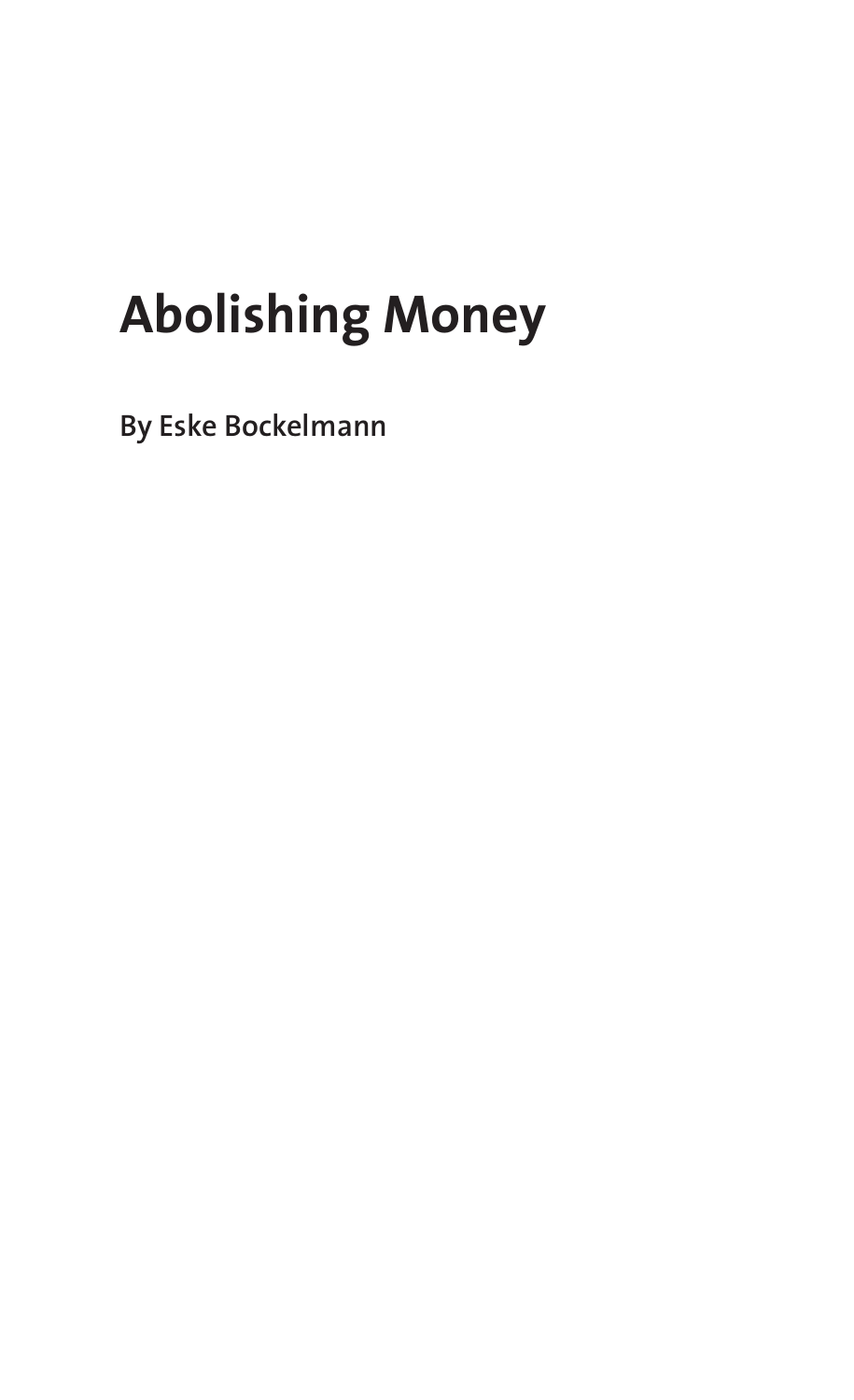# Abolishing Money

**By Eske Bockelmann**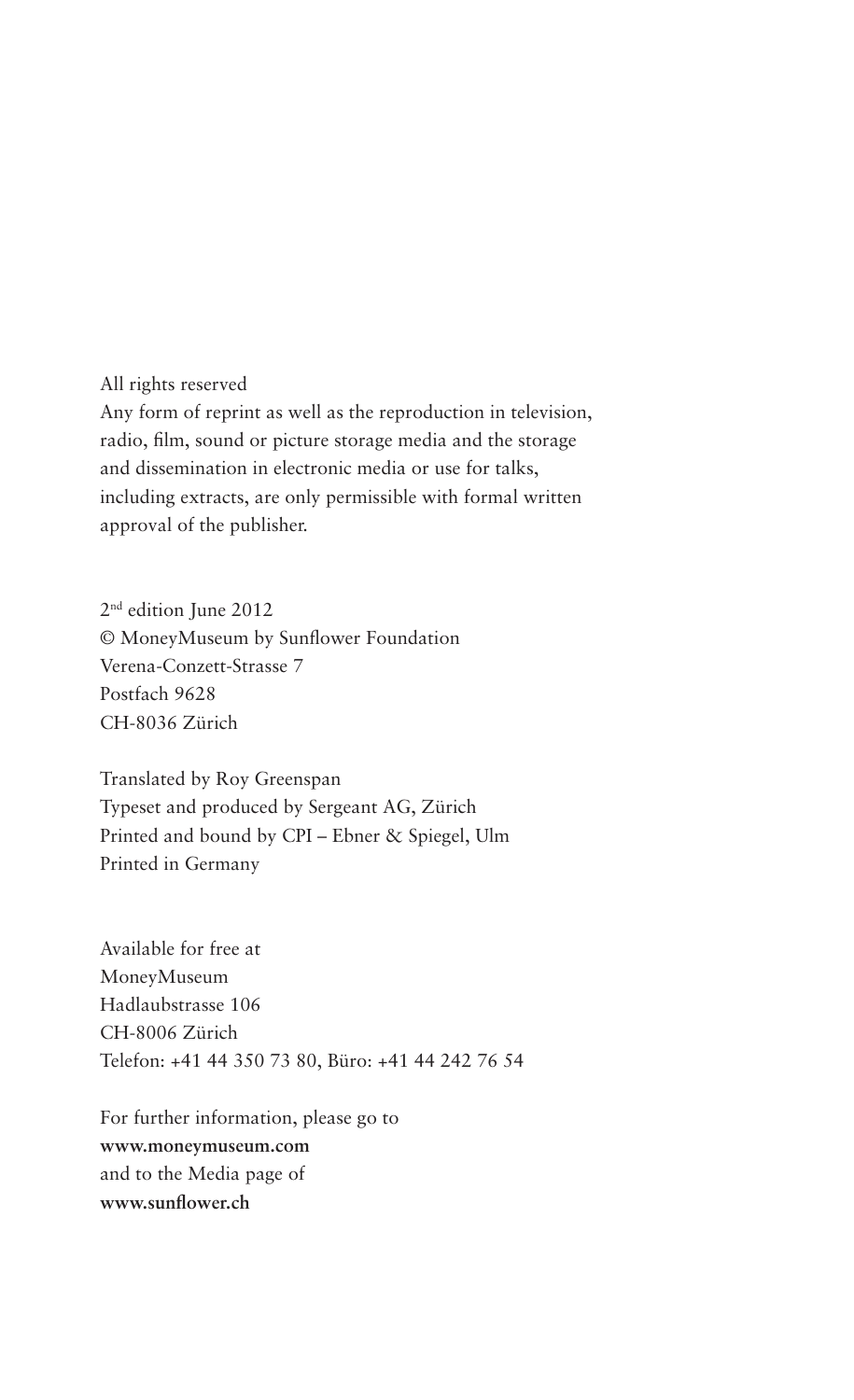All rights reserved
Any form of reprint as well as the reproduction in television, radio, film, sound or picture storage media and the storage and dissemination in electronic media or use for talks, including extracts, are only permissible with formal written approval of the publisher.

2nd edition June 2012
© MoneyMuseum by Sunflower Foundation
Verena-Conzett-Strasse 7
Postfach 9628
CH-8036 Zürich

Translated by Roy Greenspan
Typeset and produced by Sergeant AG, Zürich
Printed and bound by CPI – Ebner & Spiegel, Ulm
Printed in Germany

Available for free at
MoneyMuseum
Hadlaubstrasse 106
CH-8006 Zürich
Telefon: +41 44 350 73 80, Büro: +41 44 242 76 54

For further information, please go to
**www.moneymuseum.com**
and to the Media page of
**www.sunflower.ch**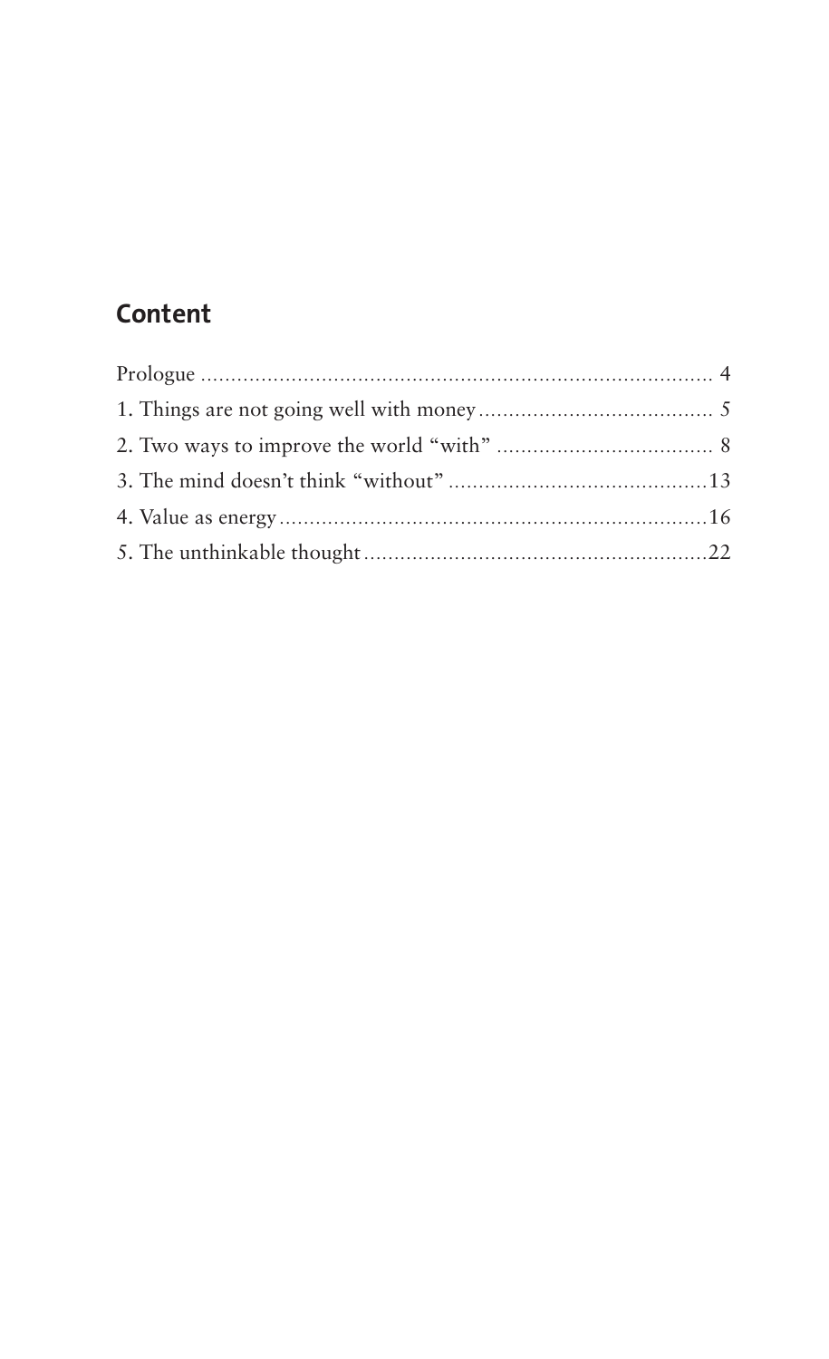## Content

Prologue ..................................................................................... 4

1. Things are not going well with money ....................................... 5

2. Two ways to improve the world "with" .................................... 8

3. The mind doesn't think "without" ............................................13

4. Value as energy .......................................................................16

5. The unthinkable thought .........................................................22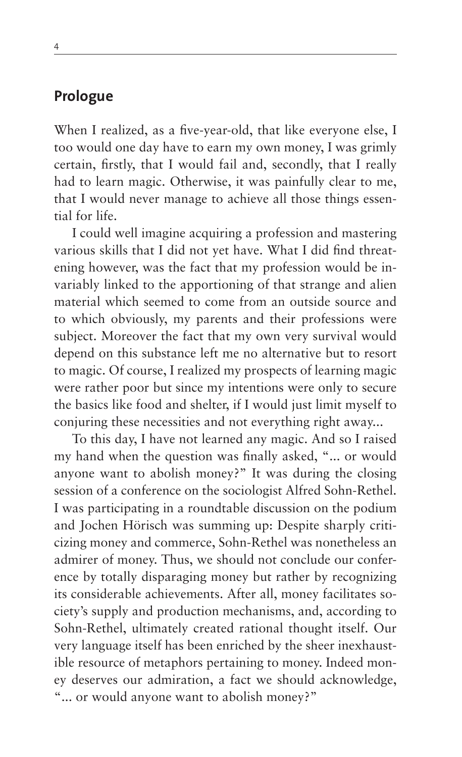## Prologue

When I realized, as a five-year-old, that like everyone else, I too would one day have to earn my own money, I was grimly certain, firstly, that I would fail and, secondly, that I really had to learn magic. Otherwise, it was painfully clear to me, that I would never manage to achieve all those things essential for life.

I could well imagine acquiring a profession and mastering various skills that I did not yet have. What I did find threatening however, was the fact that my profession would be invariably linked to the apportioning of that strange and alien material which seemed to come from an outside source and to which obviously, my parents and their professions were subject. Moreover the fact that my own very survival would depend on this substance left me no alternative but to resort to magic. Of course, I realized my prospects of learning magic were rather poor but since my intentions were only to secure the basics like food and shelter, if I would just limit myself to conjuring these necessities and not everything right away...

To this day, I have not learned any magic. And so I raised my hand when the question was finally asked, "... or would anyone want to abolish money?" It was during the closing session of a conference on the sociologist Alfred Sohn-Rethel. I was participating in a roundtable discussion on the podium and Jochen Hörisch was summing up: Despite sharply criticizing money and commerce, Sohn-Rethel was nonetheless an admirer of money. Thus, we should not conclude our conference by totally disparaging money but rather by recognizing its considerable achievements. After all, money facilitates society's supply and production mechanisms, and, according to Sohn-Rethel, ultimately created rational thought itself. Our very language itself has been enriched by the sheer inexhaustible resource of metaphors pertaining to money. Indeed money deserves our admiration, a fact we should acknowledge, "... or would anyone want to abolish money?"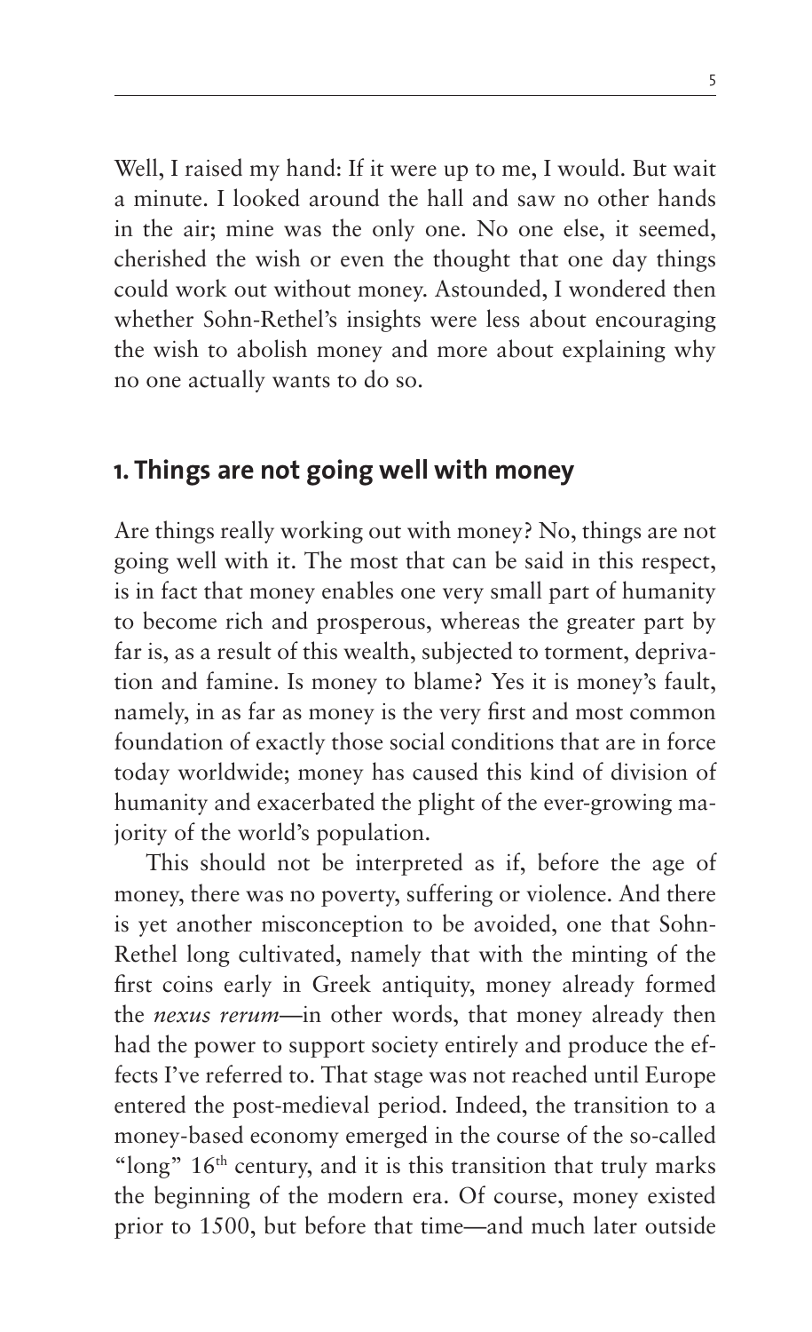Well, I raised my hand: If it were up to me, I would. But wait a minute. I looked around the hall and saw no other hands in the air; mine was the only one. No one else, it seemed, cherished the wish or even the thought that one day things could work out without money. Astounded, I wondered then whether Sohn-Rethel's insights were less about encouraging the wish to abolish money and more about explaining why no one actually wants to do so.

## 1. Things are not going well with money

Are things really working out with money? No, things are not going well with it. The most that can be said in this respect, is in fact that money enables one very small part of humanity to become rich and prosperous, whereas the greater part by far is, as a result of this wealth, subjected to torment, deprivation and famine. Is money to blame? Yes it is money's fault, namely, in as far as money is the very first and most common foundation of exactly those social conditions that are in force today worldwide; money has caused this kind of division of humanity and exacerbated the plight of the ever-growing majority of the world's population.

This should not be interpreted as if, before the age of money, there was no poverty, suffering or violence. And there is yet another misconception to be avoided, one that Sohn-Rethel long cultivated, namely that with the minting of the first coins early in Greek antiquity, money already formed the *nexus rerum*—in other words, that money already then had the power to support society entirely and produce the effects I've referred to. That stage was not reached until Europe entered the post-medieval period. Indeed, the transition to a money-based economy emerged in the course of the so-called "long" 16th century, and it is this transition that truly marks the beginning of the modern era. Of course, money existed prior to 1500, but before that time—and much later outside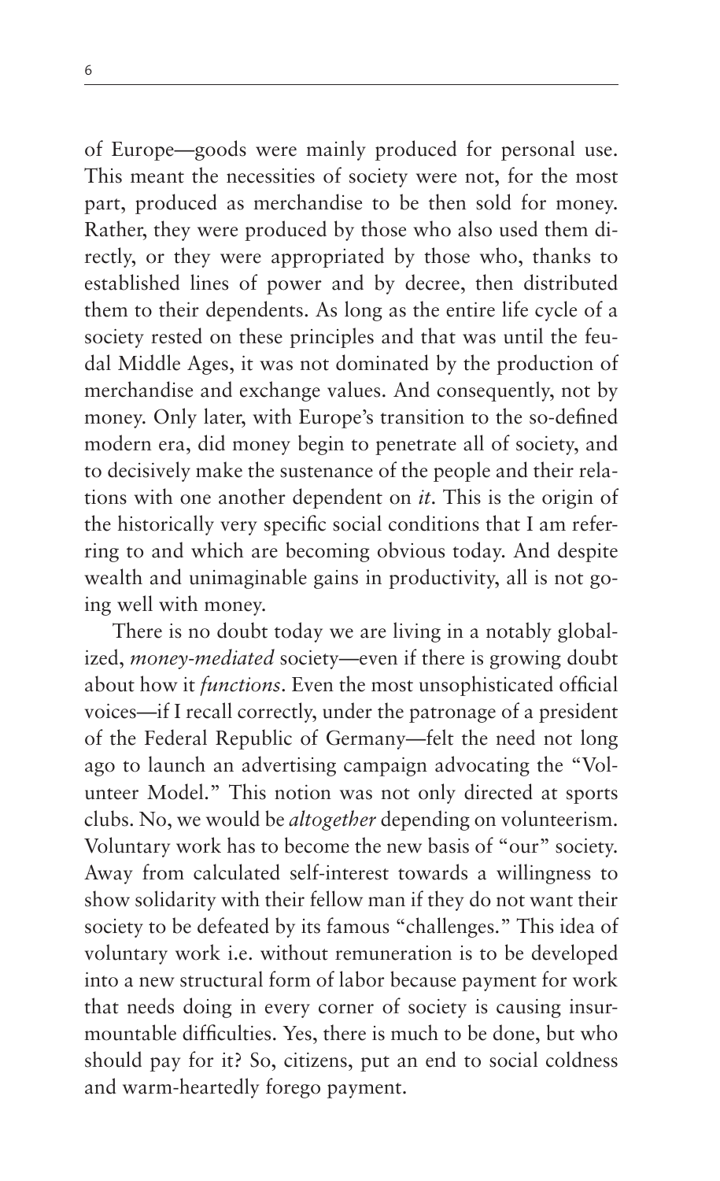of Europe—goods were mainly produced for personal use. This meant the necessities of society were not, for the most part, produced as merchandise to be then sold for money. Rather, they were produced by those who also used them directly, or they were appropriated by those who, thanks to established lines of power and by decree, then distributed them to their dependents. As long as the entire life cycle of a society rested on these principles and that was until the feudal Middle Ages, it was not dominated by the production of merchandise and exchange values. And consequently, not by money. Only later, with Europe's transition to the so-defined modern era, did money begin to penetrate all of society, and to decisively make the sustenance of the people and their relations with one another dependent on *it*. This is the origin of the historically very specific social conditions that I am referring to and which are becoming obvious today. And despite wealth and unimaginable gains in productivity, all is not going well with money.

There is no doubt today we are living in a notably globalized, *money-mediated* society—even if there is growing doubt about how it *functions*. Even the most unsophisticated official voices—if I recall correctly, under the patronage of a president of the Federal Republic of Germany—felt the need not long ago to launch an advertising campaign advocating the "Volunteer Model." This notion was not only directed at sports clubs. No, we would be *altogether* depending on volunteerism. Voluntary work has to become the new basis of "our" society. Away from calculated self-interest towards a willingness to show solidarity with their fellow man if they do not want their society to be defeated by its famous "challenges." This idea of voluntary work i.e. without remuneration is to be developed into a new structural form of labor because payment for work that needs doing in every corner of society is causing insurmountable difficulties. Yes, there is much to be done, but who should pay for it? So, citizens, put an end to social coldness and warm-heartedly forego payment.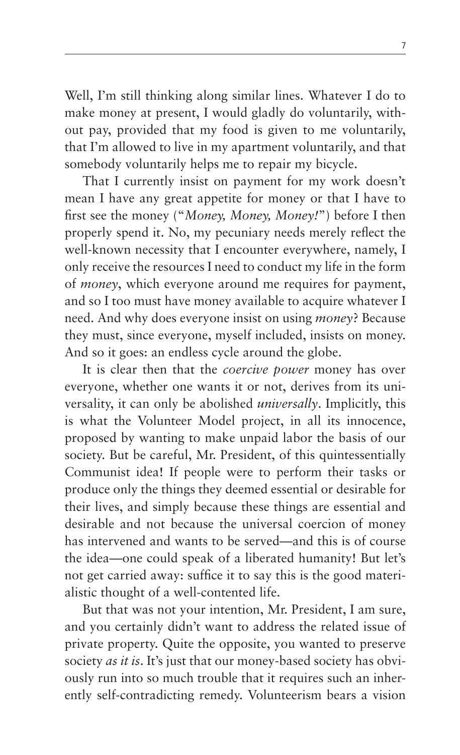Well, I'm still thinking along similar lines. Whatever I do to make money at present, I would gladly do voluntarily, without pay, provided that my food is given to me voluntarily, that I'm allowed to live in my apartment voluntarily, and that somebody voluntarily helps me to repair my bicycle.

That I currently insist on payment for my work doesn't mean I have any great appetite for money or that I have to first see the money ("*Money, Money, Money!*") before I then properly spend it. No, my pecuniary needs merely reflect the well-known necessity that I encounter everywhere, namely, I only receive the resources I need to conduct my life in the form of *money*, which everyone around me requires for payment, and so I too must have money available to acquire whatever I need. And why does everyone insist on using *money*? Because they must, since everyone, myself included, insists on money. And so it goes: an endless cycle around the globe.

It is clear then that the *coercive power* money has over everyone, whether one wants it or not, derives from its universality, it can only be abolished *universally*. Implicitly, this is what the Volunteer Model project, in all its innocence, proposed by wanting to make unpaid labor the basis of our society. But be careful, Mr. President, of this quintessentially Communist idea! If people were to perform their tasks or produce only the things they deemed essential or desirable for their lives, and simply because these things are essential and desirable and not because the universal coercion of money has intervened and wants to be served—and this is of course the idea—one could speak of a liberated humanity! But let's not get carried away: suffice it to say this is the good materialistic thought of a well-contented life.

But that was not your intention, Mr. President, I am sure, and you certainly didn't want to address the related issue of private property. Quite the opposite, you wanted to preserve society *as it is*. It's just that our money-based society has obviously run into so much trouble that it requires such an inherently self-contradicting remedy. Volunteerism bears a vision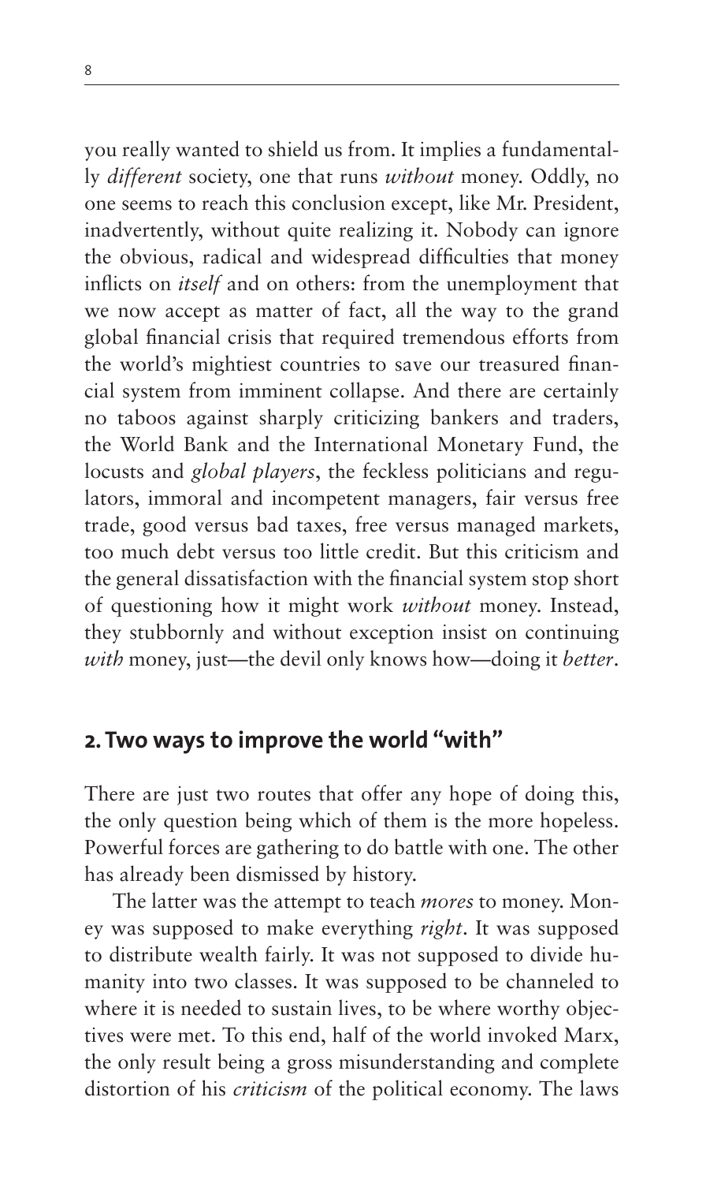you really wanted to shield us from. It implies a fundamentally *different* society, one that runs *without* money. Oddly, no one seems to reach this conclusion except, like Mr. President, inadvertently, without quite realizing it. Nobody can ignore the obvious, radical and widespread difficulties that money inflicts on *itself* and on others: from the unemployment that we now accept as matter of fact, all the way to the grand global financial crisis that required tremendous efforts from the world's mightiest countries to save our treasured financial system from imminent collapse. And there are certainly no taboos against sharply criticizing bankers and traders, the World Bank and the International Monetary Fund, the locusts and *global players*, the feckless politicians and regulators, immoral and incompetent managers, fair versus free trade, good versus bad taxes, free versus managed markets, too much debt versus too little credit. But this criticism and the general dissatisfaction with the financial system stop short of questioning how it might work *without* money. Instead, they stubbornly and without exception insist on continuing *with* money, just—the devil only knows how—doing it *better*.

## 2. Two ways to improve the world "with"

There are just two routes that offer any hope of doing this, the only question being which of them is the more hopeless. Powerful forces are gathering to do battle with one. The other has already been dismissed by history.

The latter was the attempt to teach *mores* to money. Money was supposed to make everything *right*. It was supposed to distribute wealth fairly. It was not supposed to divide humanity into two classes. It was supposed to be channeled to where it is needed to sustain lives, to be where worthy objectives were met. To this end, half of the world invoked Marx, the only result being a gross misunderstanding and complete distortion of his *criticism* of the political economy. The laws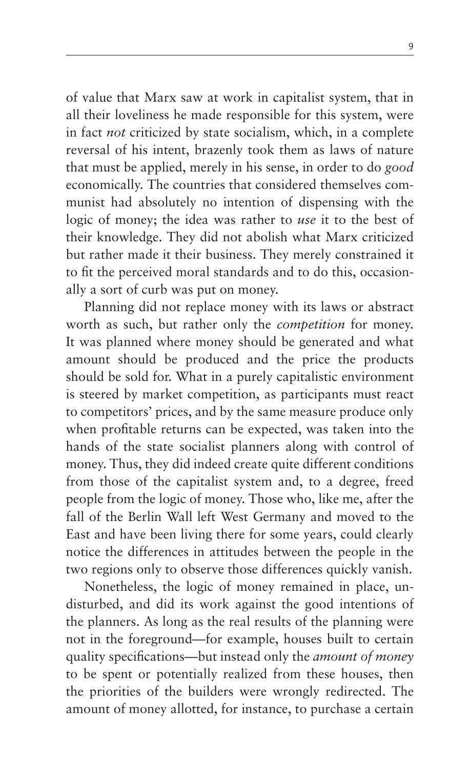of value that Marx saw at work in capitalist system, that in all their loveliness he made responsible for this system, were in fact *not* criticized by state socialism, which, in a complete reversal of his intent, brazenly took them as laws of nature that must be applied, merely in his sense, in order to do *good* economically. The countries that considered themselves communist had absolutely no intention of dispensing with the logic of money; the idea was rather to *use* it to the best of their knowledge. They did not abolish what Marx criticized but rather made it their business. They merely constrained it to fit the perceived moral standards and to do this, occasionally a sort of curb was put on money.

Planning did not replace money with its laws or abstract worth as such, but rather only the *competition* for money. It was planned where money should be generated and what amount should be produced and the price the products should be sold for. What in a purely capitalistic environment is steered by market competition, as participants must react to competitors' prices, and by the same measure produce only when profitable returns can be expected, was taken into the hands of the state socialist planners along with control of money. Thus, they did indeed create quite different conditions from those of the capitalist system and, to a degree, freed people from the logic of money. Those who, like me, after the fall of the Berlin Wall left West Germany and moved to the East and have been living there for some years, could clearly notice the differences in attitudes between the people in the two regions only to observe those differences quickly vanish.

Nonetheless, the logic of money remained in place, undisturbed, and did its work against the good intentions of the planners. As long as the real results of the planning were not in the foreground—for example, houses built to certain quality specifications—but instead only the *amount of money* to be spent or potentially realized from these houses, then the priorities of the builders were wrongly redirected. The amount of money allotted, for instance, to purchase a certain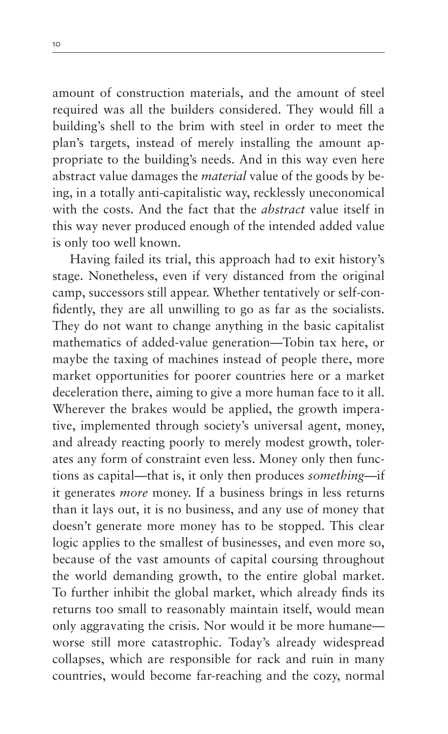amount of construction materials, and the amount of steel required was all the builders considered. They would fill a building's shell to the brim with steel in order to meet the plan's targets, instead of merely installing the amount appropriate to the building's needs. And in this way even here abstract value damages the *material* value of the goods by being, in a totally anti-capitalistic way, recklessly uneconomical with the costs. And the fact that the *abstract* value itself in this way never produced enough of the intended added value is only too well known.

Having failed its trial, this approach had to exit history's stage. Nonetheless, even if very distanced from the original camp, successors still appear. Whether tentatively or self-confidently, they are all unwilling to go as far as the socialists. They do not want to change anything in the basic capitalist mathematics of added-value generation—Tobin tax here, or maybe the taxing of machines instead of people there, more market opportunities for poorer countries here or a market deceleration there, aiming to give a more human face to it all. Wherever the brakes would be applied, the growth imperative, implemented through society's universal agent, money, and already reacting poorly to merely modest growth, tolerates any form of constraint even less. Money only then functions as capital—that is, it only then produces *something*—if it generates *more* money. If a business brings in less returns than it lays out, it is no business, and any use of money that doesn't generate more money has to be stopped. This clear logic applies to the smallest of businesses, and even more so, because of the vast amounts of capital coursing throughout the world demanding growth, to the entire global market. To further inhibit the global market, which already finds its returns too small to reasonably maintain itself, would mean only aggravating the crisis. Nor would it be more humane—worse still more catastrophic. Today's already widespread collapses, which are responsible for rack and ruin in many countries, would become far-reaching and the cozy, normal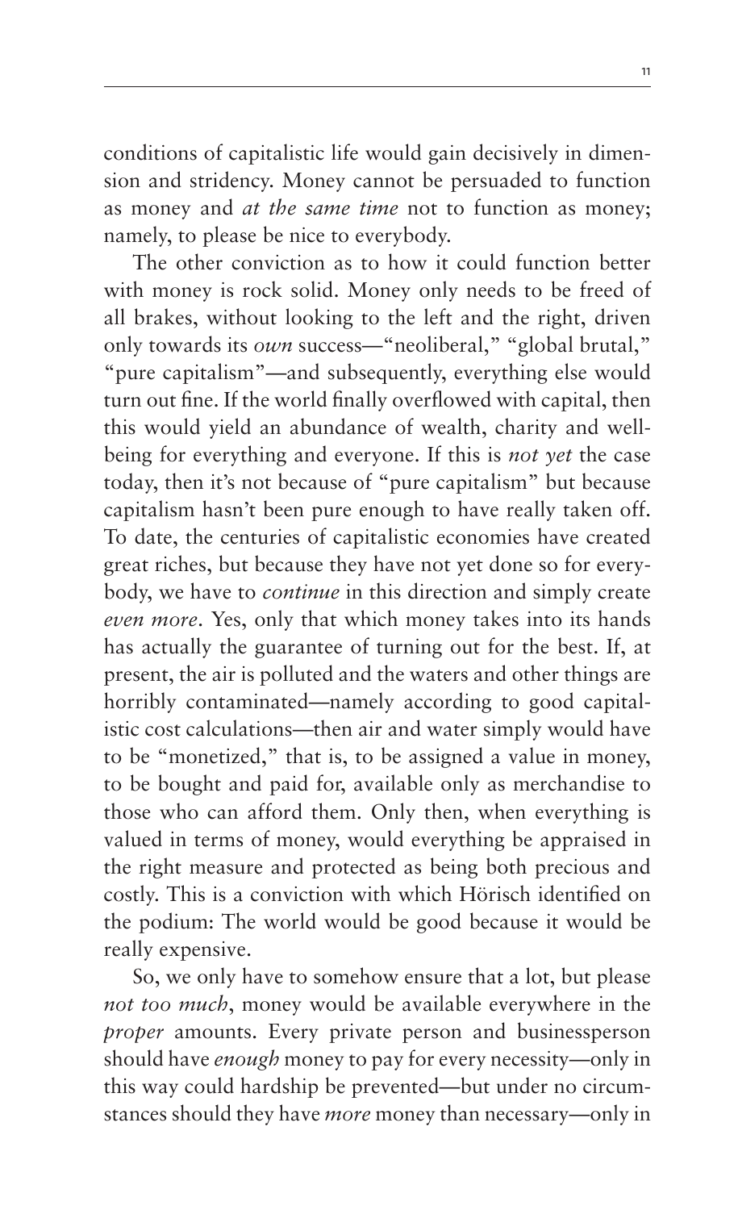conditions of capitalistic life would gain decisively in dimension and stridency. Money cannot be persuaded to function as money and *at the same time* not to function as money; namely, to please be nice to everybody.

The other conviction as to how it could function better with money is rock solid. Money only needs to be freed of all brakes, without looking to the left and the right, driven only towards its *own* success—"neoliberal," "global brutal," "pure capitalism"—and subsequently, everything else would turn out fine. If the world finally overflowed with capital, then this would yield an abundance of wealth, charity and well-being for everything and everyone. If this is *not yet* the case today, then it's not because of "pure capitalism" but because capitalism hasn't been pure enough to have really taken off. To date, the centuries of capitalistic economies have created great riches, but because they have not yet done so for everybody, we have to *continue* in this direction and simply create *even more*. Yes, only that which money takes into its hands has actually the guarantee of turning out for the best. If, at present, the air is polluted and the waters and other things are horribly contaminated—namely according to good capitalistic cost calculations—then air and water simply would have to be "monetized," that is, to be assigned a value in money, to be bought and paid for, available only as merchandise to those who can afford them. Only then, when everything is valued in terms of money, would everything be appraised in the right measure and protected as being both precious and costly. This is a conviction with which Hörisch identified on the podium: The world would be good because it would be really expensive.

So, we only have to somehow ensure that a lot, but please *not too much*, money would be available everywhere in the *proper* amounts. Every private person and businessperson should have *enough* money to pay for every necessity—only in this way could hardship be prevented—but under no circumstances should they have *more* money than necessary—only in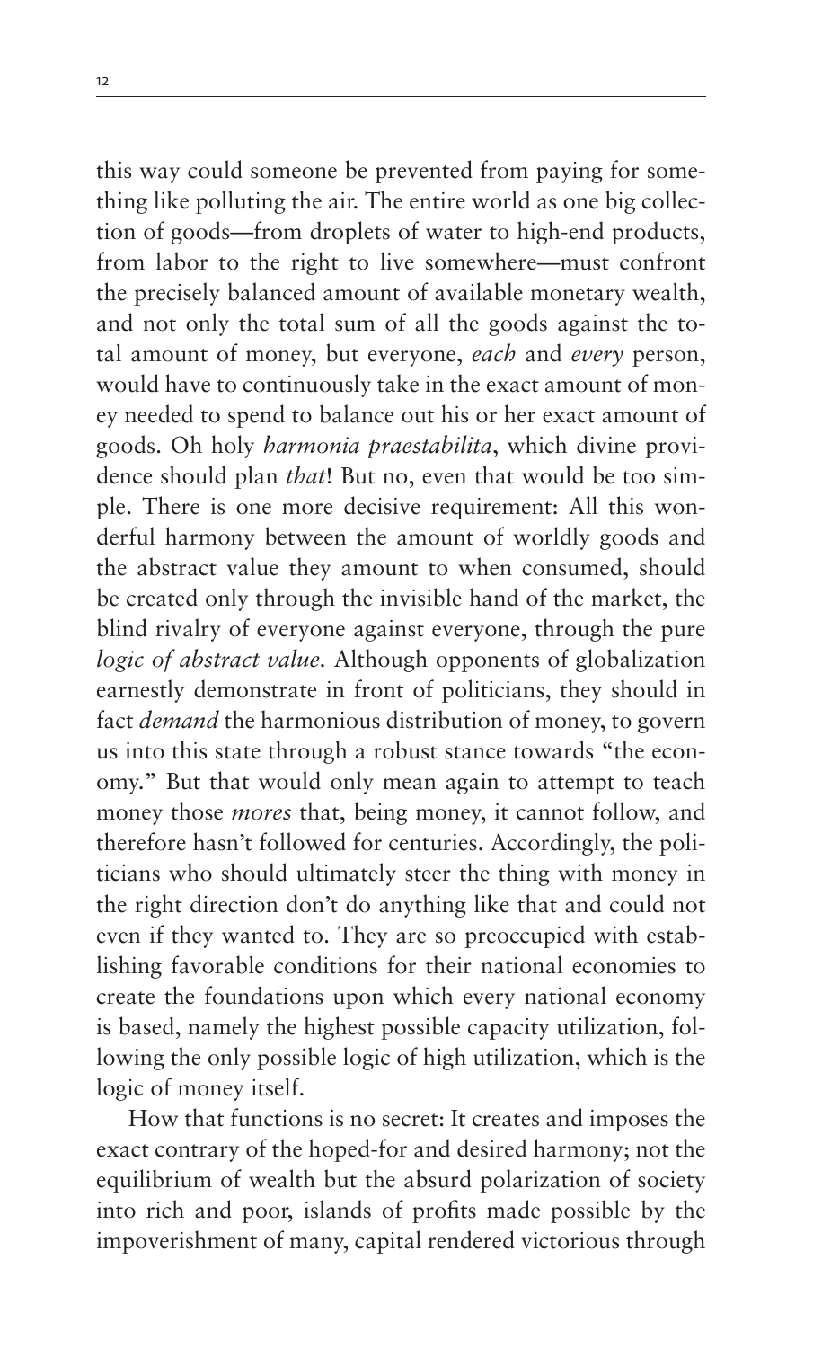this way could someone be prevented from paying for something like polluting the air. The entire world as one big collection of goods—from droplets of water to high-end products, from labor to the right to live somewhere—must confront the precisely balanced amount of available monetary wealth, and not only the total sum of all the goods against the total amount of money, but everyone, *each* and *every* person, would have to continuously take in the exact amount of money needed to spend to balance out his or her exact amount of goods. Oh holy *harmonia praestabilita*, which divine providence should plan *that*! But no, even that would be too simple. There is one more decisive requirement: All this wonderful harmony between the amount of worldly goods and the abstract value they amount to when consumed, should be created only through the invisible hand of the market, the blind rivalry of everyone against everyone, through the pure *logic of abstract value*. Although opponents of globalization earnestly demonstrate in front of politicians, they should in fact *demand* the harmonious distribution of money, to govern us into this state through a robust stance towards "the economy." But that would only mean again to attempt to teach money those *mores* that, being money, it cannot follow, and therefore hasn't followed for centuries. Accordingly, the politicians who should ultimately steer the thing with money in the right direction don't do anything like that and could not even if they wanted to. They are so preoccupied with establishing favorable conditions for their national economies to create the foundations upon which every national economy is based, namely the highest possible capacity utilization, following the only possible logic of high utilization, which is the logic of money itself.

How that functions is no secret: It creates and imposes the exact contrary of the hoped-for and desired harmony; not the equilibrium of wealth but the absurd polarization of society into rich and poor, islands of profits made possible by the impoverishment of many, capital rendered victorious through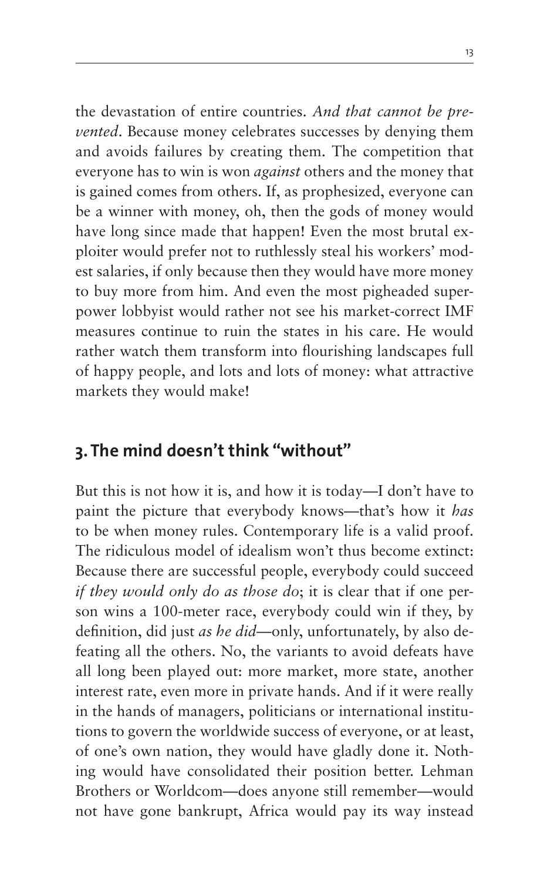the devastation of entire countries. *And that cannot be prevented*. Because money celebrates successes by denying them and avoids failures by creating them. The competition that everyone has to win is won *against* others and the money that is gained comes from others. If, as prophesized, everyone can be a winner with money, oh, then the gods of money would have long since made that happen! Even the most brutal exploiter would prefer not to ruthlessly steal his workers' modest salaries, if only because then they would have more money to buy more from him. And even the most pigheaded superpower lobbyist would rather not see his market-correct IMF measures continue to ruin the states in his care. He would rather watch them transform into flourishing landscapes full of happy people, and lots and lots of money: what attractive markets they would make!

## 3. The mind doesn't think "without"

But this is not how it is, and how it is today—I don't have to paint the picture that everybody knows—that's how it *has* to be when money rules. Contemporary life is a valid proof. The ridiculous model of idealism won't thus become extinct: Because there are successful people, everybody could succeed *if they would only do as those do*; it is clear that if one person wins a 100-meter race, everybody could win if they, by definition, did just *as he did*—only, unfortunately, by also defeating all the others. No, the variants to avoid defeats have all long been played out: more market, more state, another interest rate, even more in private hands. And if it were really in the hands of managers, politicians or international institutions to govern the worldwide success of everyone, or at least, of one's own nation, they would have gladly done it. Nothing would have consolidated their position better. Lehman Brothers or Worldcom—does anyone still remember—would not have gone bankrupt, Africa would pay its way instead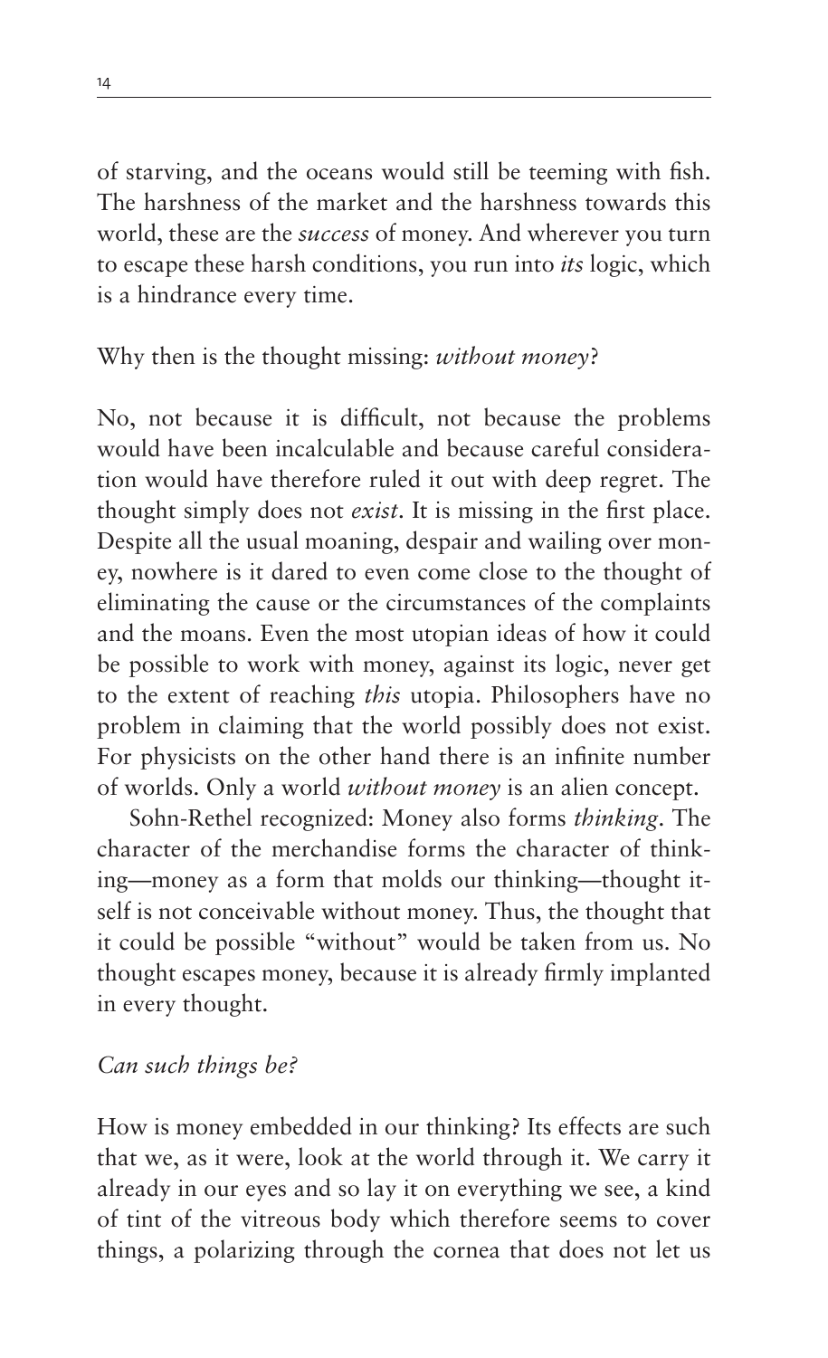of starving, and the oceans would still be teeming with fish. The harshness of the market and the harshness towards this world, these are the *success* of money. And wherever you turn to escape these harsh conditions, you run into *its* logic, which is a hindrance every time.

Why then is the thought missing: *without money*?

No, not because it is difficult, not because the problems would have been incalculable and because careful consideration would have therefore ruled it out with deep regret. The thought simply does not *exist*. It is missing in the first place. Despite all the usual moaning, despair and wailing over money, nowhere is it dared to even come close to the thought of eliminating the cause or the circumstances of the complaints and the moans. Even the most utopian ideas of how it could be possible to work with money, against its logic, never get to the extent of reaching *this* utopia. Philosophers have no problem in claiming that the world possibly does not exist. For physicists on the other hand there is an infinite number of worlds. Only a world *without money* is an alien concept.

Sohn-Rethel recognized: Money also forms *thinking*. The character of the merchandise forms the character of thinking—money as a form that molds our thinking—thought itself is not conceivable without money. Thus, the thought that it could be possible "without" would be taken from us. No thought escapes money, because it is already firmly implanted in every thought.

*Can such things be?*

How is money embedded in our thinking? Its effects are such that we, as it were, look at the world through it. We carry it already in our eyes and so lay it on everything we see, a kind of tint of the vitreous body which therefore seems to cover things, a polarizing through the cornea that does not let us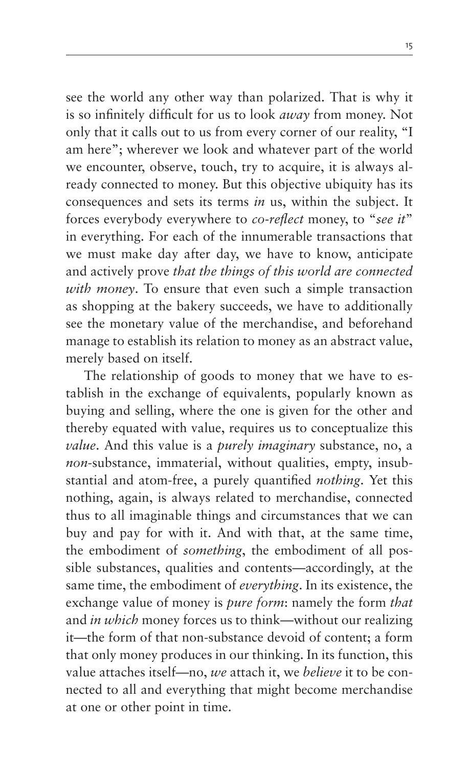see the world any other way than polarized. That is why it is so infinitely difficult for us to look *away* from money. Not only that it calls out to us from every corner of our reality, "I am here"; wherever we look and whatever part of the world we encounter, observe, touch, try to acquire, it is always already connected to money. But this objective ubiquity has its consequences and sets its terms *in* us, within the subject. It forces everybody everywhere to *co-reflect* money, to "*see it*" in everything. For each of the innumerable transactions that we must make day after day, we have to know, anticipate and actively prove *that the things of this world are connected with money*. To ensure that even such a simple transaction as shopping at the bakery succeeds, we have to additionally see the monetary value of the merchandise, and beforehand manage to establish its relation to money as an abstract value, merely based on itself.

The relationship of goods to money that we have to establish in the exchange of equivalents, popularly known as buying and selling, where the one is given for the other and thereby equated with value, requires us to conceptualize this *value*. And this value is a *purely imaginary* substance, no, a *non*-substance, immaterial, without qualities, empty, insubstantial and atom-free, a purely quantified *nothing*. Yet this nothing, again, is always related to merchandise, connected thus to all imaginable things and circumstances that we can buy and pay for with it. And with that, at the same time, the embodiment of *something*, the embodiment of all possible substances, qualities and contents—accordingly, at the same time, the embodiment of *everything*. In its existence, the exchange value of money is *pure form*: namely the form *that* and *in which* money forces us to think—without our realizing it—the form of that non-substance devoid of content; a form that only money produces in our thinking. In its function, this value attaches itself—no, *we* attach it, we *believe* it to be connected to all and everything that might become merchandise at one or other point in time.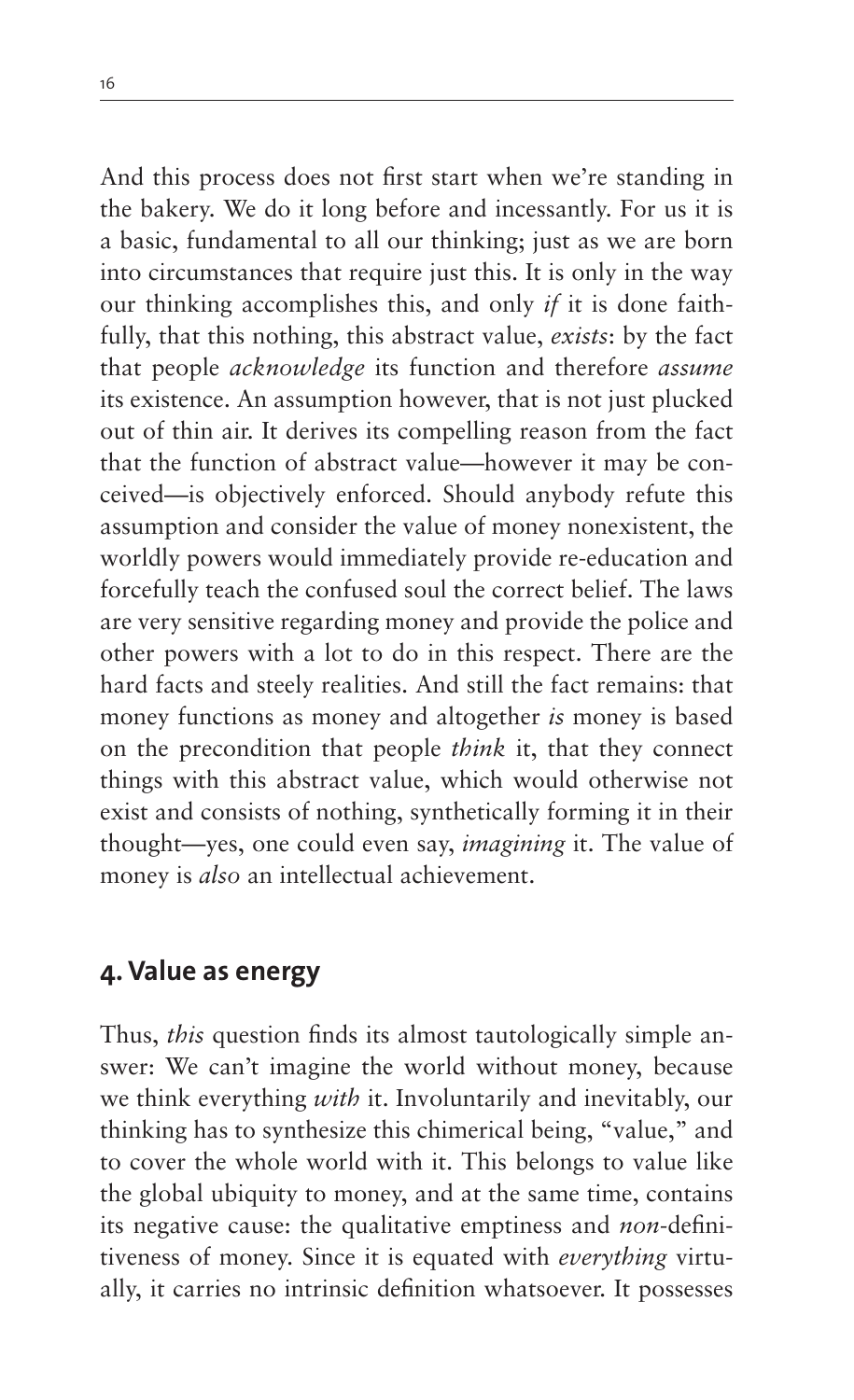And this process does not first start when we're standing in the bakery. We do it long before and incessantly. For us it is a basic, fundamental to all our thinking; just as we are born into circumstances that require just this. It is only in the way our thinking accomplishes this, and only *if* it is done faithfully, that this nothing, this abstract value, *exists*: by the fact that people *acknowledge* its function and therefore *assume* its existence. An assumption however, that is not just plucked out of thin air. It derives its compelling reason from the fact that the function of abstract value—however it may be conceived—is objectively enforced. Should anybody refute this assumption and consider the value of money nonexistent, the worldly powers would immediately provide re-education and forcefully teach the confused soul the correct belief. The laws are very sensitive regarding money and provide the police and other powers with a lot to do in this respect. There are the hard facts and steely realities. And still the fact remains: that money functions as money and altogether *is* money is based on the precondition that people *think* it, that they connect things with this abstract value, which would otherwise not exist and consists of nothing, synthetically forming it in their thought—yes, one could even say, *imagining* it. The value of money is *also* an intellectual achievement.

## 4. Value as energy

Thus, *this* question finds its almost tautologically simple answer: We can't imagine the world without money, because we think everything *with* it. Involuntarily and inevitably, our thinking has to synthesize this chimerical being, "value," and to cover the whole world with it. This belongs to value like the global ubiquity to money, and at the same time, contains its negative cause: the qualitative emptiness and *non*-definitiveness of money. Since it is equated with *everything* virtually, it carries no intrinsic definition whatsoever. It possesses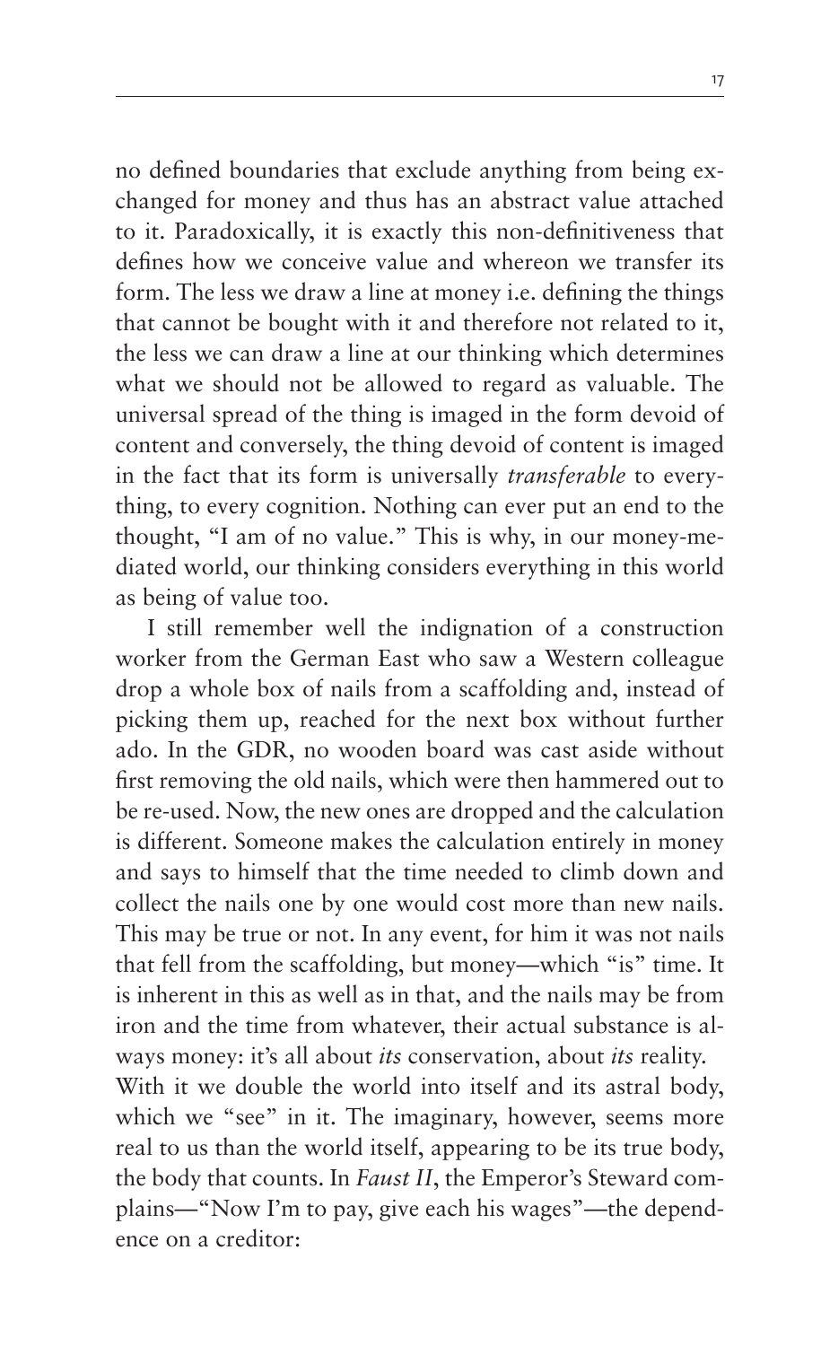no defined boundaries that exclude anything from being exchanged for money and thus has an abstract value attached to it. Paradoxically, it is exactly this non-definitiveness that defines how we conceive value and whereon we transfer its form. The less we draw a line at money i.e. defining the things that cannot be bought with it and therefore not related to it, the less we can draw a line at our thinking which determines what we should not be allowed to regard as valuable. The universal spread of the thing is imaged in the form devoid of content and conversely, the thing devoid of content is imaged in the fact that its form is universally *transferable* to everything, to every cognition. Nothing can ever put an end to the thought, "I am of no value." This is why, in our money-mediated world, our thinking considers everything in this world as being of value too.

I still remember well the indignation of a construction worker from the German East who saw a Western colleague drop a whole box of nails from a scaffolding and, instead of picking them up, reached for the next box without further ado. In the GDR, no wooden board was cast aside without first removing the old nails, which were then hammered out to be re-used. Now, the new ones are dropped and the calculation is different. Someone makes the calculation entirely in money and says to himself that the time needed to climb down and collect the nails one by one would cost more than new nails. This may be true or not. In any event, for him it was not nails that fell from the scaffolding, but money—which "is" time. It is inherent in this as well as in that, and the nails may be from iron and the time from whatever, their actual substance is always money: it's all about *its* conservation, about *its* reality. With it we double the world into itself and its astral body, which we "see" in it. The imaginary, however, seems more real to us than the world itself, appearing to be its true body, the body that counts. In *Faust II*, the Emperor's Steward complains—"Now I'm to pay, give each his wages"—the dependence on a creditor: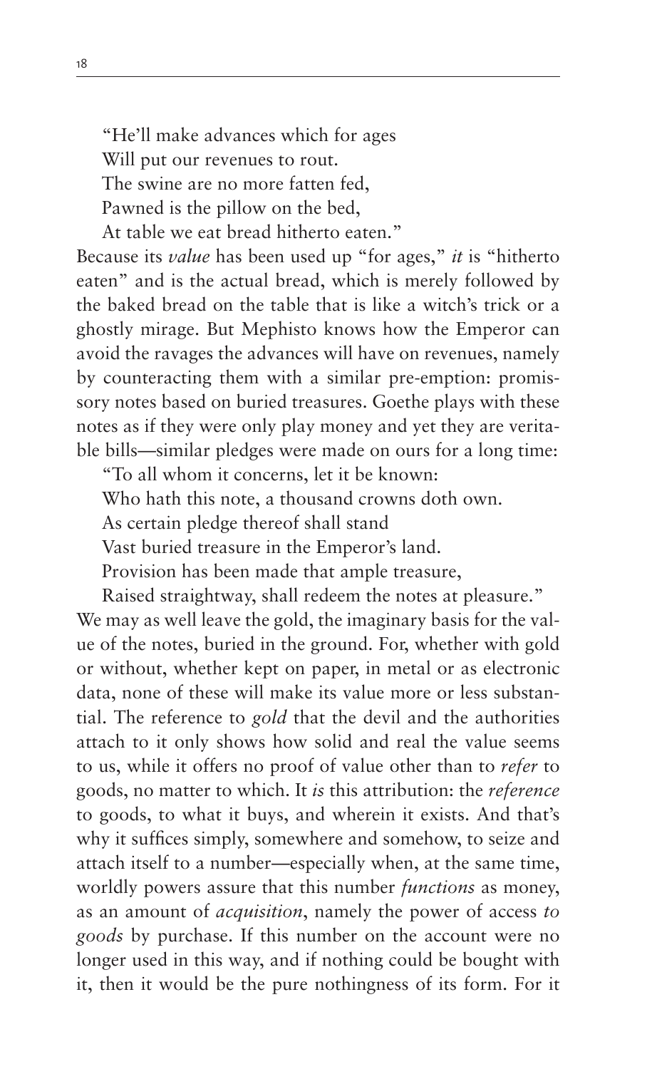"He'll make advances which for ages
Will put our revenues to rout.
The swine are no more fatten fed,
Pawned is the pillow on the bed,
At table we eat bread hitherto eaten."

Because its *value* has been used up "for ages," *it* is "hitherto eaten" and is the actual bread, which is merely followed by the baked bread on the table that is like a witch's trick or a ghostly mirage. But Mephisto knows how the Emperor can avoid the ravages the advances will have on revenues, namely by counteracting them with a similar pre-emption: promissory notes based on buried treasures. Goethe plays with these notes as if they were only play money and yet they are veritable bills—similar pledges were made on ours for a long time:

"To all whom it concerns, let it be known:
Who hath this note, a thousand crowns doth own.
As certain pledge thereof shall stand
Vast buried treasure in the Emperor's land.
Provision has been made that ample treasure,
Raised straightway, shall redeem the notes at pleasure."

We may as well leave the gold, the imaginary basis for the value of the notes, buried in the ground. For, whether with gold or without, whether kept on paper, in metal or as electronic data, none of these will make its value more or less substantial. The reference to *gold* that the devil and the authorities attach to it only shows how solid and real the value seems to us, while it offers no proof of value other than to *refer* to goods, no matter to which. It *is* this attribution: the *reference* to goods, to what it buys, and wherein it exists. And that's why it suffices simply, somewhere and somehow, to seize and attach itself to a number—especially when, at the same time, worldly powers assure that this number *functions* as money, as an amount of *acquisition*, namely the power of access *to goods* by purchase. If this number on the account were no longer used in this way, and if nothing could be bought with it, then it would be the pure nothingness of its form. For it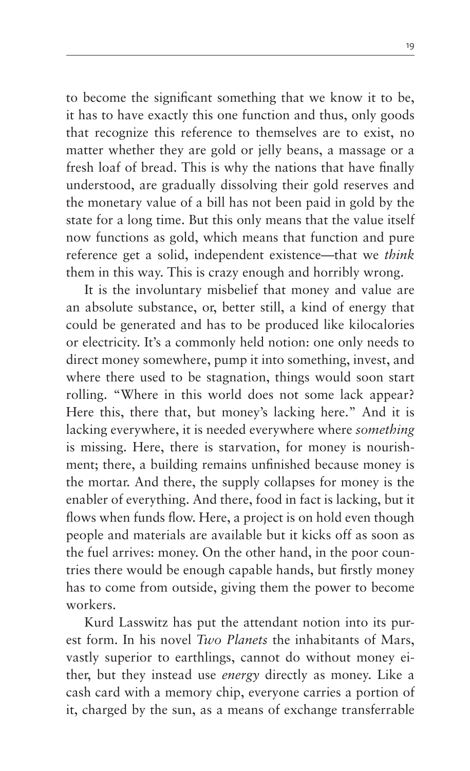to become the significant something that we know it to be, it has to have exactly this one function and thus, only goods that recognize this reference to themselves are to exist, no matter whether they are gold or jelly beans, a massage or a fresh loaf of bread. This is why the nations that have finally understood, are gradually dissolving their gold reserves and the monetary value of a bill has not been paid in gold by the state for a long time. But this only means that the value itself now functions as gold, which means that function and pure reference get a solid, independent existence—that we *think* them in this way. This is crazy enough and horribly wrong.

It is the involuntary misbelief that money and value are an absolute substance, or, better still, a kind of energy that could be generated and has to be produced like kilocalories or electricity. It's a commonly held notion: one only needs to direct money somewhere, pump it into something, invest, and where there used to be stagnation, things would soon start rolling. "Where in this world does not some lack appear? Here this, there that, but money's lacking here." And it is lacking everywhere, it is needed everywhere where *something* is missing. Here, there is starvation, for money is nourishment; there, a building remains unfinished because money is the mortar. And there, the supply collapses for money is the enabler of everything. And there, food in fact is lacking, but it flows when funds flow. Here, a project is on hold even though people and materials are available but it kicks off as soon as the fuel arrives: money. On the other hand, in the poor countries there would be enough capable hands, but firstly money has to come from outside, giving them the power to become workers.

Kurd Lasswitz has put the attendant notion into its purest form. In his novel *Two Planets* the inhabitants of Mars, vastly superior to earthlings, cannot do without money either, but they instead use *energy* directly as money. Like a cash card with a memory chip, everyone carries a portion of it, charged by the sun, as a means of exchange transferrable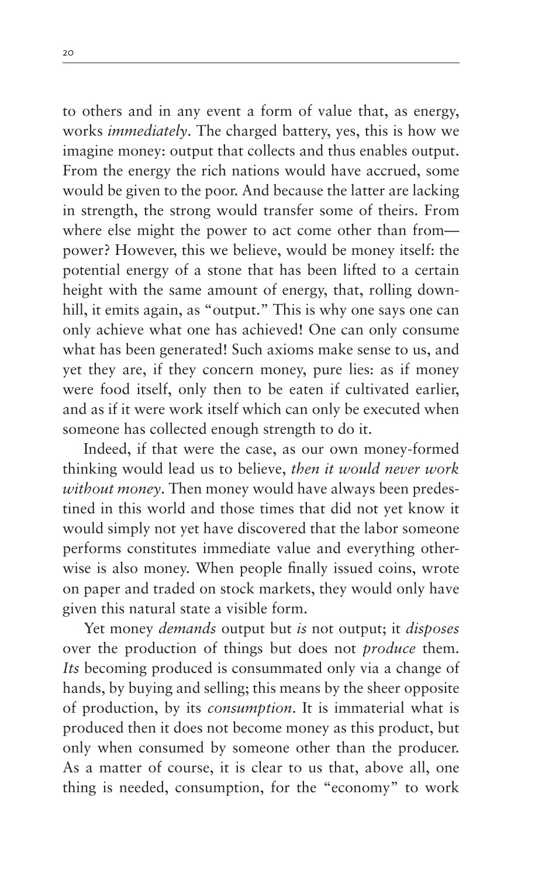to others and in any event a form of value that, as energy, works *immediately*. The charged battery, yes, this is how we imagine money: output that collects and thus enables output. From the energy the rich nations would have accrued, some would be given to the poor. And because the latter are lacking in strength, the strong would transfer some of theirs. From where else might the power to act come other than from—power? However, this we believe, would be money itself: the potential energy of a stone that has been lifted to a certain height with the same amount of energy, that, rolling downhill, it emits again, as "output." This is why one says one can only achieve what one has achieved! One can only consume what has been generated! Such axioms make sense to us, and yet they are, if they concern money, pure lies: as if money were food itself, only then to be eaten if cultivated earlier, and as if it were work itself which can only be executed when someone has collected enough strength to do it.

Indeed, if that were the case, as our own money-formed thinking would lead us to believe, *then it would never work without money*. Then money would have always been predestined in this world and those times that did not yet know it would simply not yet have discovered that the labor someone performs constitutes immediate value and everything otherwise is also money. When people finally issued coins, wrote on paper and traded on stock markets, they would only have given this natural state a visible form.

Yet money *demands* output but *is* not output; it *disposes* over the production of things but does not *produce* them. *Its* becoming produced is consummated only via a change of hands, by buying and selling; this means by the sheer opposite of production, by its *consumption*. It is immaterial what is produced then it does not become money as this product, but only when consumed by someone other than the producer. As a matter of course, it is clear to us that, above all, one thing is needed, consumption, for the "economy" to work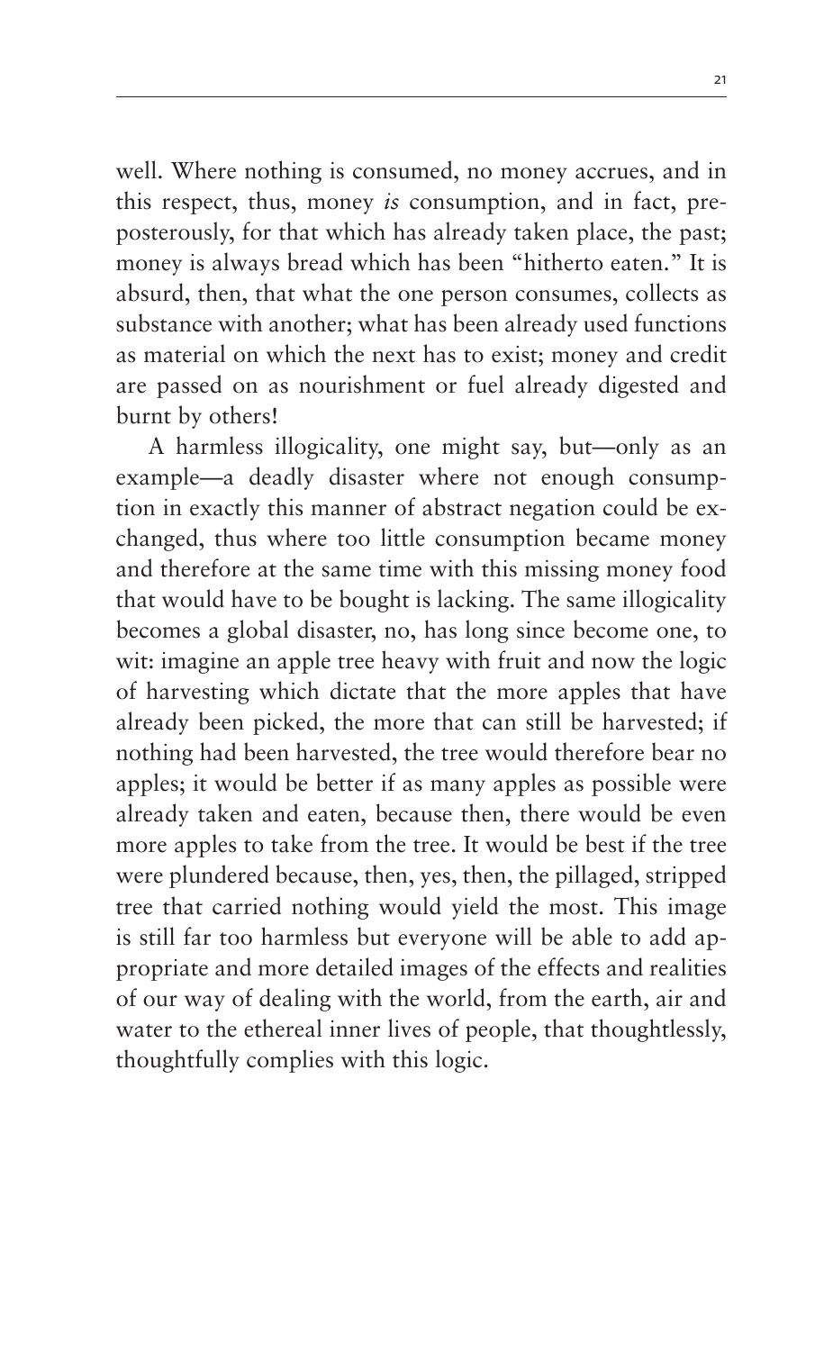well. Where nothing is consumed, no money accrues, and in this respect, thus, money *is* consumption, and in fact, preposterously, for that which has already taken place, the past; money is always bread which has been "hitherto eaten." It is absurd, then, that what the one person consumes, collects as substance with another; what has been already used functions as material on which the next has to exist; money and credit are passed on as nourishment or fuel already digested and burnt by others!

A harmless illogicality, one might say, but—only as an example—a deadly disaster where not enough consumption in exactly this manner of abstract negation could be exchanged, thus where too little consumption became money and therefore at the same time with this missing money food that would have to be bought is lacking. The same illogicality becomes a global disaster, no, has long since become one, to wit: imagine an apple tree heavy with fruit and now the logic of harvesting which dictate that the more apples that have already been picked, the more that can still be harvested; if nothing had been harvested, the tree would therefore bear no apples; it would be better if as many apples as possible were already taken and eaten, because then, there would be even more apples to take from the tree. It would be best if the tree were plundered because, then, yes, then, the pillaged, stripped tree that carried nothing would yield the most. This image is still far too harmless but everyone will be able to add appropriate and more detailed images of the effects and realities of our way of dealing with the world, from the earth, air and water to the ethereal inner lives of people, that thoughtlessly, thoughtfully complies with this logic.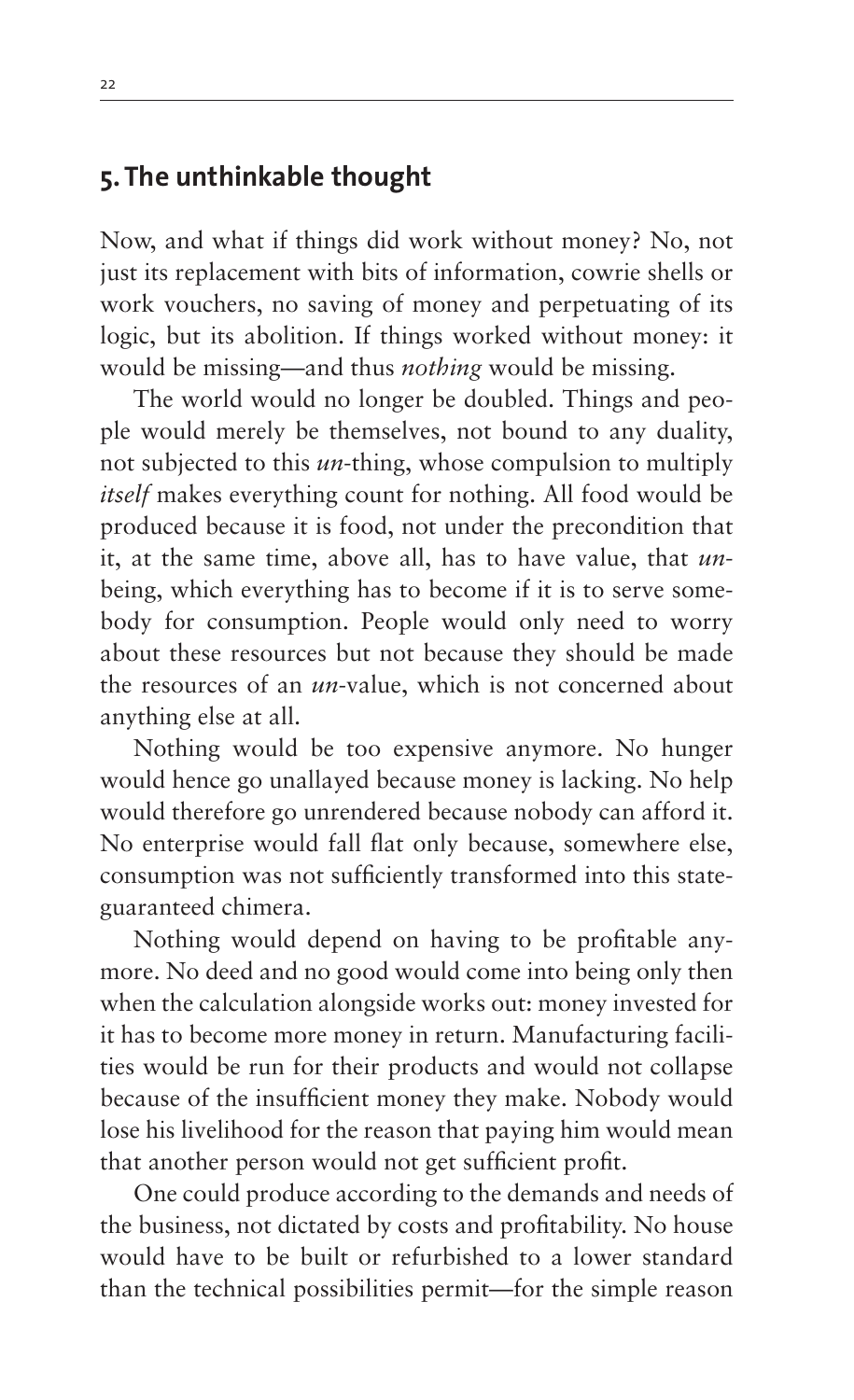## 5. The unthinkable thought

Now, and what if things did work without money? No, not just its replacement with bits of information, cowrie shells or work vouchers, no saving of money and perpetuating of its logic, but its abolition. If things worked without money: it would be missing—and thus *nothing* would be missing.

The world would no longer be doubled. Things and people would merely be themselves, not bound to any duality, not subjected to this *un*-thing, whose compulsion to multiply *itself* makes everything count for nothing. All food would be produced because it is food, not under the precondition that it, at the same time, above all, has to have value, that *un*-being, which everything has to become if it is to serve somebody for consumption. People would only need to worry about these resources but not because they should be made the resources of an *un*-value, which is not concerned about anything else at all.

Nothing would be too expensive anymore. No hunger would hence go unallayed because money is lacking. No help would therefore go unrendered because nobody can afford it. No enterprise would fall flat only because, somewhere else, consumption was not sufficiently transformed into this state-guaranteed chimera.

Nothing would depend on having to be profitable anymore. No deed and no good would come into being only then when the calculation alongside works out: money invested for it has to become more money in return. Manufacturing facilities would be run for their products and would not collapse because of the insufficient money they make. Nobody would lose his livelihood for the reason that paying him would mean that another person would not get sufficient profit.

One could produce according to the demands and needs of the business, not dictated by costs and profitability. No house would have to be built or refurbished to a lower standard than the technical possibilities permit—for the simple reason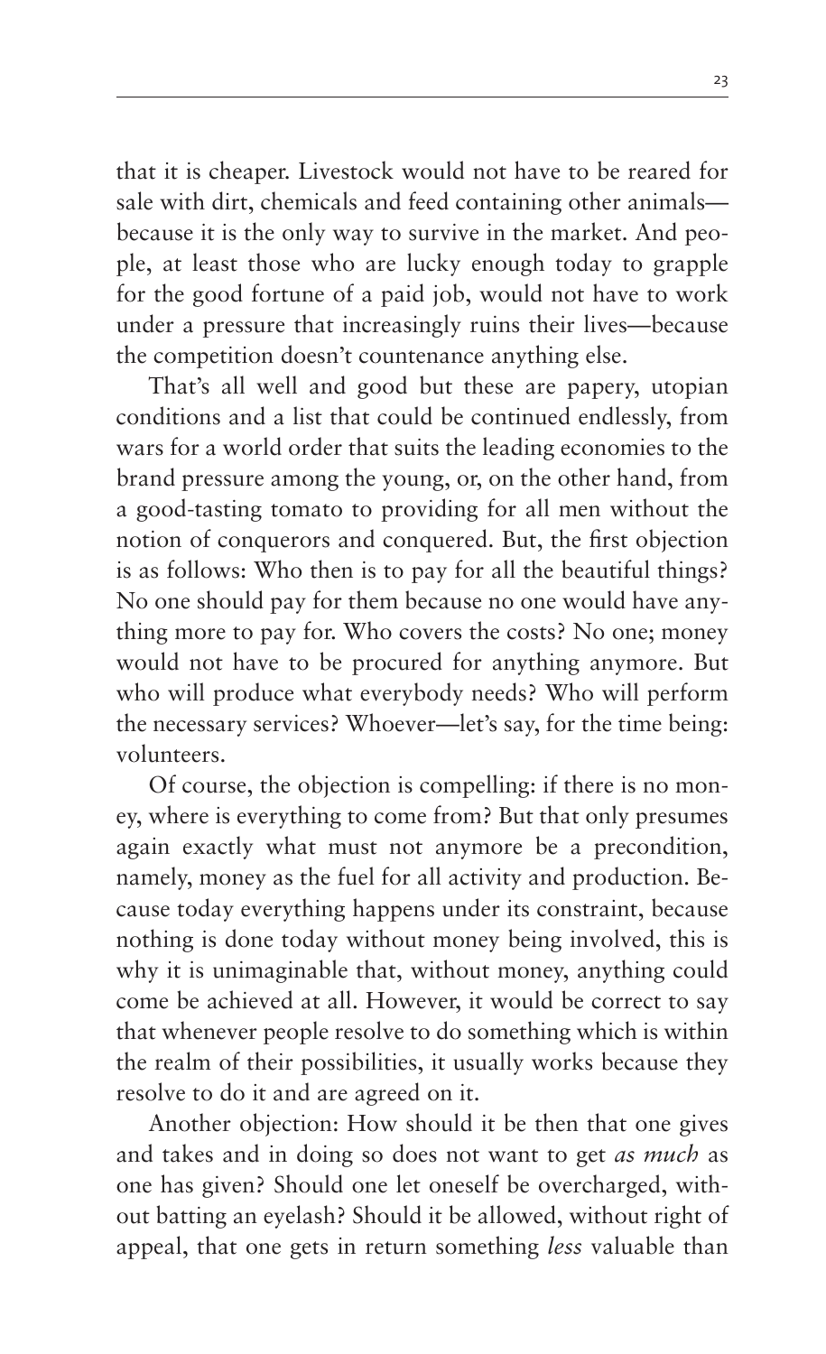that it is cheaper. Livestock would not have to be reared for sale with dirt, chemicals and feed containing other animals—because it is the only way to survive in the market. And people, at least those who are lucky enough today to grapple for the good fortune of a paid job, would not have to work under a pressure that increasingly ruins their lives—because the competition doesn't countenance anything else.

That's all well and good but these are papery, utopian conditions and a list that could be continued endlessly, from wars for a world order that suits the leading economies to the brand pressure among the young, or, on the other hand, from a good-tasting tomato to providing for all men without the notion of conquerors and conquered. But, the first objection is as follows: Who then is to pay for all the beautiful things? No one should pay for them because no one would have anything more to pay for. Who covers the costs? No one; money would not have to be procured for anything anymore. But who will produce what everybody needs? Who will perform the necessary services? Whoever—let's say, for the time being: volunteers.

Of course, the objection is compelling: if there is no money, where is everything to come from? But that only presumes again exactly what must not anymore be a precondition, namely, money as the fuel for all activity and production. Because today everything happens under its constraint, because nothing is done today without money being involved, this is why it is unimaginable that, without money, anything could come be achieved at all. However, it would be correct to say that whenever people resolve to do something which is within the realm of their possibilities, it usually works because they resolve to do it and are agreed on it.

Another objection: How should it be then that one gives and takes and in doing so does not want to get *as much* as one has given? Should one let oneself be overcharged, without batting an eyelash? Should it be allowed, without right of appeal, that one gets in return something *less* valuable than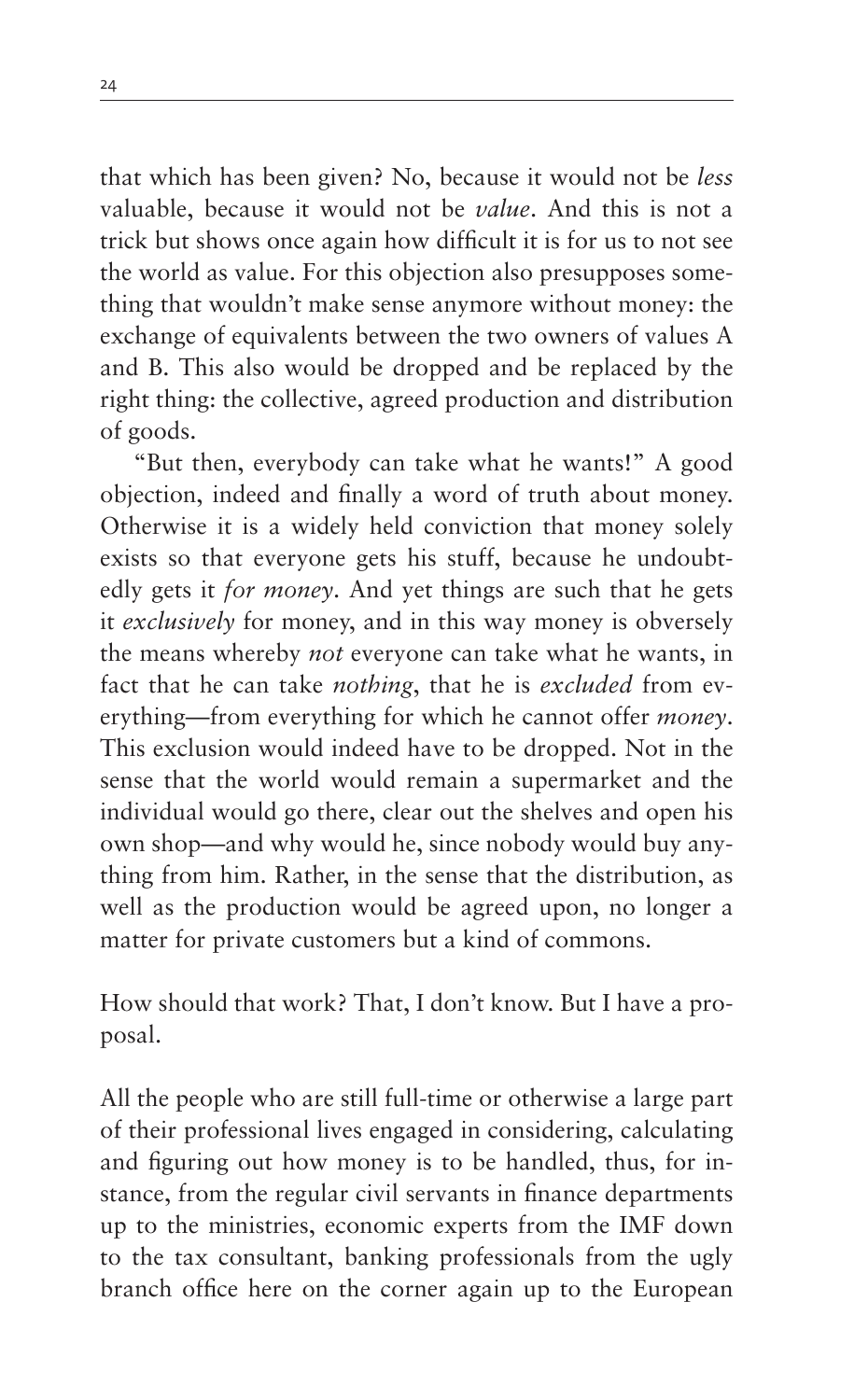that which has been given? No, because it would not be *less* valuable, because it would not be *value*. And this is not a trick but shows once again how difficult it is for us to not see the world as value. For this objection also presupposes something that wouldn't make sense anymore without money: the exchange of equivalents between the two owners of values A and B. This also would be dropped and be replaced by the right thing: the collective, agreed production and distribution of goods.

"But then, everybody can take what he wants!" A good objection, indeed and finally a word of truth about money. Otherwise it is a widely held conviction that money solely exists so that everyone gets his stuff, because he undoubtedly gets it *for money*. And yet things are such that he gets it *exclusively* for money, and in this way money is obversely the means whereby *not* everyone can take what he wants, in fact that he can take *nothing*, that he is *excluded* from everything—from everything for which he cannot offer *money*. This exclusion would indeed have to be dropped. Not in the sense that the world would remain a supermarket and the individual would go there, clear out the shelves and open his own shop—and why would he, since nobody would buy anything from him. Rather, in the sense that the distribution, as well as the production would be agreed upon, no longer a matter for private customers but a kind of commons.

How should that work? That, I don't know. But I have a proposal.

All the people who are still full-time or otherwise a large part of their professional lives engaged in considering, calculating and figuring out how money is to be handled, thus, for instance, from the regular civil servants in finance departments up to the ministries, economic experts from the IMF down to the tax consultant, banking professionals from the ugly branch office here on the corner again up to the European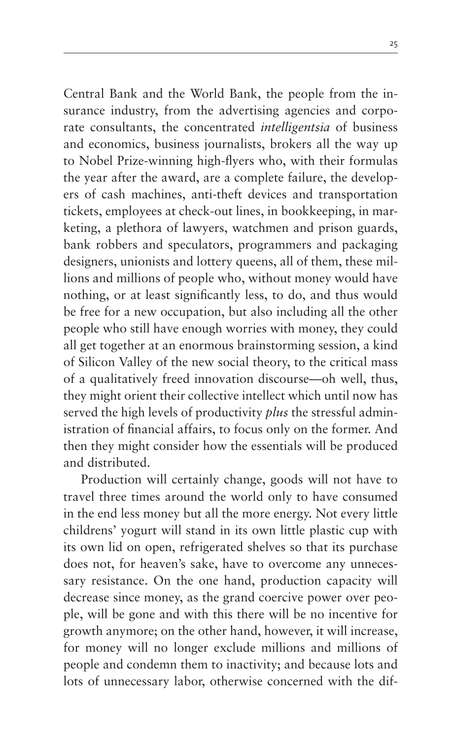Central Bank and the World Bank, the people from the insurance industry, from the advertising agencies and corporate consultants, the concentrated *intelligentsia* of business and economics, business journalists, brokers all the way up to Nobel Prize-winning high-flyers who, with their formulas the year after the award, are a complete failure, the developers of cash machines, anti-theft devices and transportation tickets, employees at check-out lines, in bookkeeping, in marketing, a plethora of lawyers, watchmen and prison guards, bank robbers and speculators, programmers and packaging designers, unionists and lottery queens, all of them, these millions and millions of people who, without money would have nothing, or at least significantly less, to do, and thus would be free for a new occupation, but also including all the other people who still have enough worries with money, they could all get together at an enormous brainstorming session, a kind of Silicon Valley of the new social theory, to the critical mass of a qualitatively freed innovation discourse—oh well, thus, they might orient their collective intellect which until now has served the high levels of productivity *plus* the stressful administration of financial affairs, to focus only on the former. And then they might consider how the essentials will be produced and distributed.

Production will certainly change, goods will not have to travel three times around the world only to have consumed in the end less money but all the more energy. Not every little childrens' yogurt will stand in its own little plastic cup with its own lid on open, refrigerated shelves so that its purchase does not, for heaven's sake, have to overcome any unnecessary resistance. On the one hand, production capacity will decrease since money, as the grand coercive power over people, will be gone and with this there will be no incentive for growth anymore; on the other hand, however, it will increase, for money will no longer exclude millions and millions of people and condemn them to inactivity; and because lots and lots of unnecessary labor, otherwise concerned with the dif-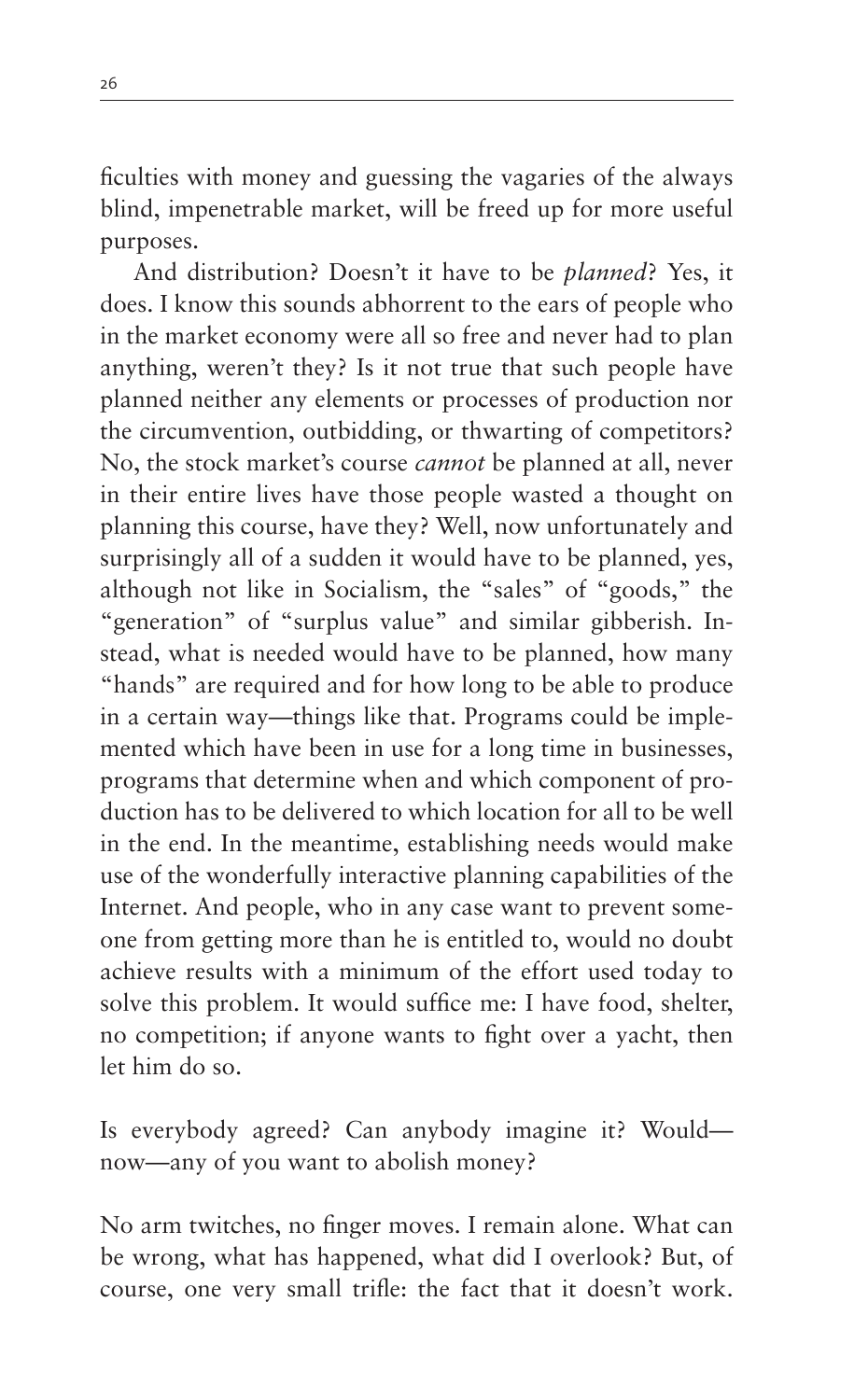ficulties with money and guessing the vagaries of the always blind, impenetrable market, will be freed up for more useful purposes.

And distribution? Doesn't it have to be *planned*? Yes, it does. I know this sounds abhorrent to the ears of people who in the market economy were all so free and never had to plan anything, weren't they? Is it not true that such people have planned neither any elements or processes of production nor the circumvention, outbidding, or thwarting of competitors? No, the stock market's course *cannot* be planned at all, never in their entire lives have those people wasted a thought on planning this course, have they? Well, now unfortunately and surprisingly all of a sudden it would have to be planned, yes, although not like in Socialism, the "sales" of "goods," the "generation" of "surplus value" and similar gibberish. Instead, what is needed would have to be planned, how many "hands" are required and for how long to be able to produce in a certain way—things like that. Programs could be implemented which have been in use for a long time in businesses, programs that determine when and which component of production has to be delivered to which location for all to be well in the end. In the meantime, establishing needs would make use of the wonderfully interactive planning capabilities of the Internet. And people, who in any case want to prevent someone from getting more than he is entitled to, would no doubt achieve results with a minimum of the effort used today to solve this problem. It would suffice me: I have food, shelter, no competition; if anyone wants to fight over a yacht, then let him do so.

Is everybody agreed? Can anybody imagine it? Would—now—any of you want to abolish money?

No arm twitches, no finger moves. I remain alone. What can be wrong, what has happened, what did I overlook? But, of course, one very small trifle: the fact that it doesn't work.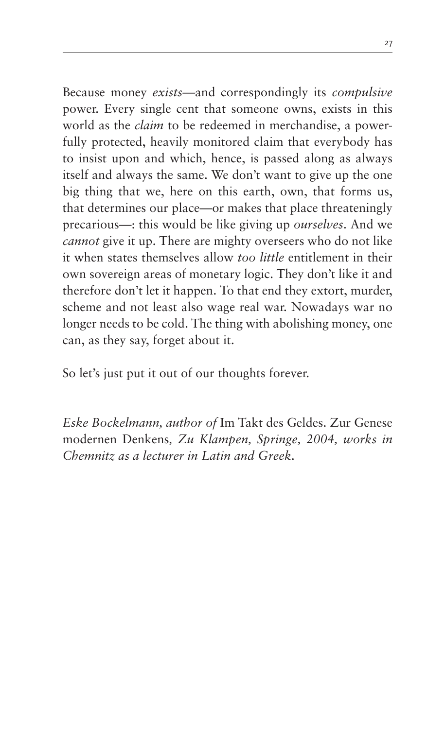Because money *exists*—and correspondingly its *compulsive* power. Every single cent that someone owns, exists in this world as the *claim* to be redeemed in merchandise, a powerfully protected, heavily monitored claim that everybody has to insist upon and which, hence, is passed along as always itself and always the same. We don't want to give up the one big thing that we, here on this earth, own, that forms us, that determines our place—or makes that place threateningly precarious—: this would be like giving up *ourselves*. And we *cannot* give it up. There are mighty overseers who do not like it when states themselves allow *too little* entitlement in their own sovereign areas of monetary logic. They don't like it and therefore don't let it happen. To that end they extort, murder, scheme and not least also wage real war. Nowadays war no longer needs to be cold. The thing with abolishing money, one can, as they say, forget about it.

So let's just put it out of our thoughts forever.

*Eske Bockelmann, author of* Im Takt des Geldes. Zur Genese modernen Denkens*, Zu Klampen, Springe, 2004, works in Chemnitz as a lecturer in Latin and Greek.*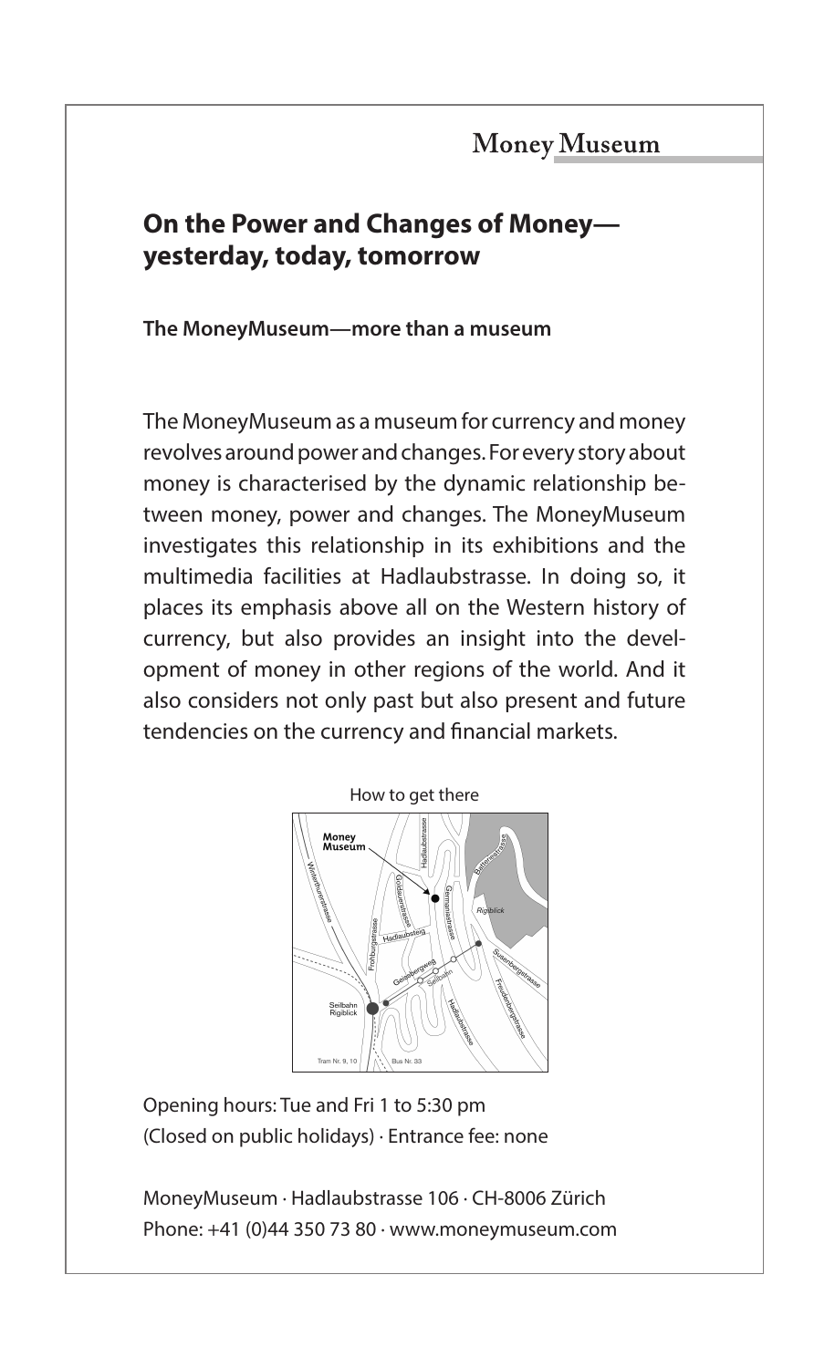Money Museum

## On the Power and Changes of Money—yesterday, today, tomorrow

**The MoneyMuseum—more than a museum**

The MoneyMuseum as a museum for currency and money revolves around power and changes. For every story about money is characterised by the dynamic relationship between money, power and changes. The MoneyMuseum investigates this relationship in its exhibitions and the multimedia facilities at Hadlaubstrasse. In doing so, it places its emphasis above all on the Western history of currency, but also provides an insight into the development of money in other regions of the world. And it also considers not only past but also present and future tendencies on the currency and financial markets.

How to get there

Opening hours: Tue and Fri 1 to 5:30 pm
(Closed on public holidays) · Entrance fee: none

MoneyMuseum · Hadlaubstrasse 106 · CH-8006 Zürich
Phone: +41 (0)44 350 73 80 · www.moneymuseum.com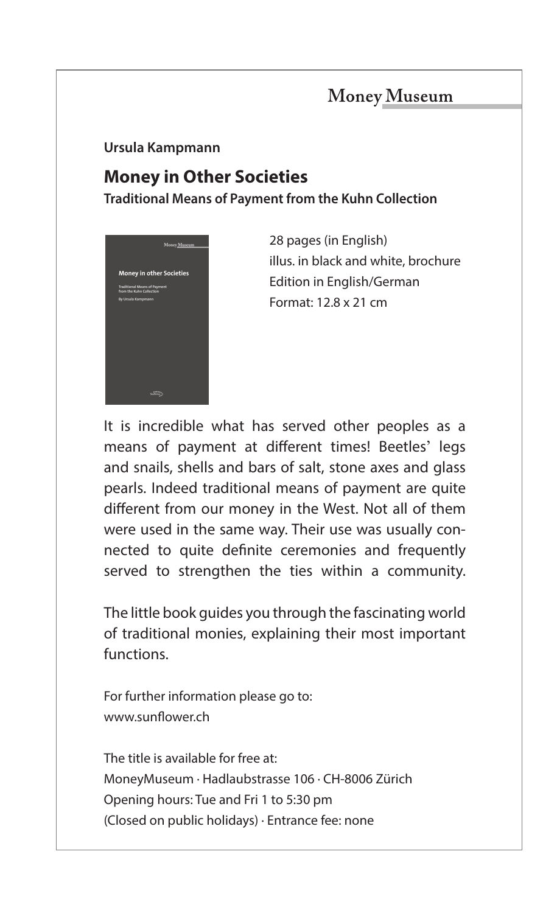Money Museum

**Ursula Kampmann**

## Money in Other Societies

**Traditional Means of Payment from the Kuhn Collection**

28 pages (in English)
illus. in black and white, brochure
Edition in English/German
Format: 12.8 x 21 cm

It is incredible what has served other peoples as a means of payment at different times! Beetles' legs and snails, shells and bars of salt, stone axes and glass pearls. Indeed traditional means of payment are quite different from our money in the West. Not all of them were used in the same way. Their use was usually connected to quite definite ceremonies and frequently served to strengthen the ties within a community.

The little book guides you through the fascinating world of traditional monies, explaining their most important functions.

For further information please go to:
www.sunflower.ch

The title is available for free at:
MoneyMuseum · Hadlaubstrasse 106 · CH-8006 Zürich
Opening hours: Tue and Fri 1 to 5:30 pm
(Closed on public holidays) · Entrance fee: none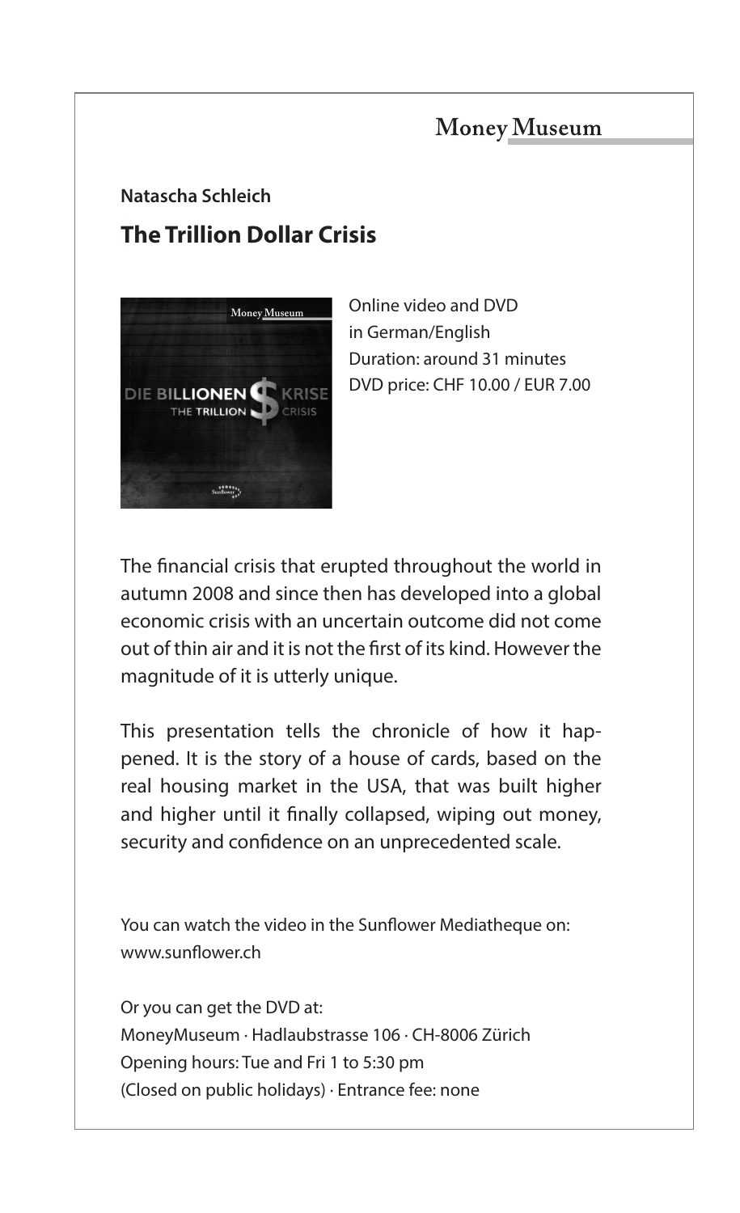Money Museum

**Natascha Schleich**

## The Trillion Dollar Crisis

Online video and DVD
in German/English
Duration: around 31 minutes
DVD price: CHF 10.00 / EUR 7.00

The financial crisis that erupted throughout the world in autumn 2008 and since then has developed into a global economic crisis with an uncertain outcome did not come out of thin air and it is not the first of its kind. However the magnitude of it is utterly unique.

This presentation tells the chronicle of how it happened. It is the story of a house of cards, based on the real housing market in the USA, that was built higher and higher until it finally collapsed, wiping out money, security and confidence on an unprecedented scale.

You can watch the video in the Sunflower Mediatheque on:
www.sunflower.ch

Or you can get the DVD at:
MoneyMuseum · Hadlaubstrasse 106 · CH-8006 Zürich
Opening hours: Tue and Fri 1 to 5:30 pm
(Closed on public holidays) · Entrance fee: none